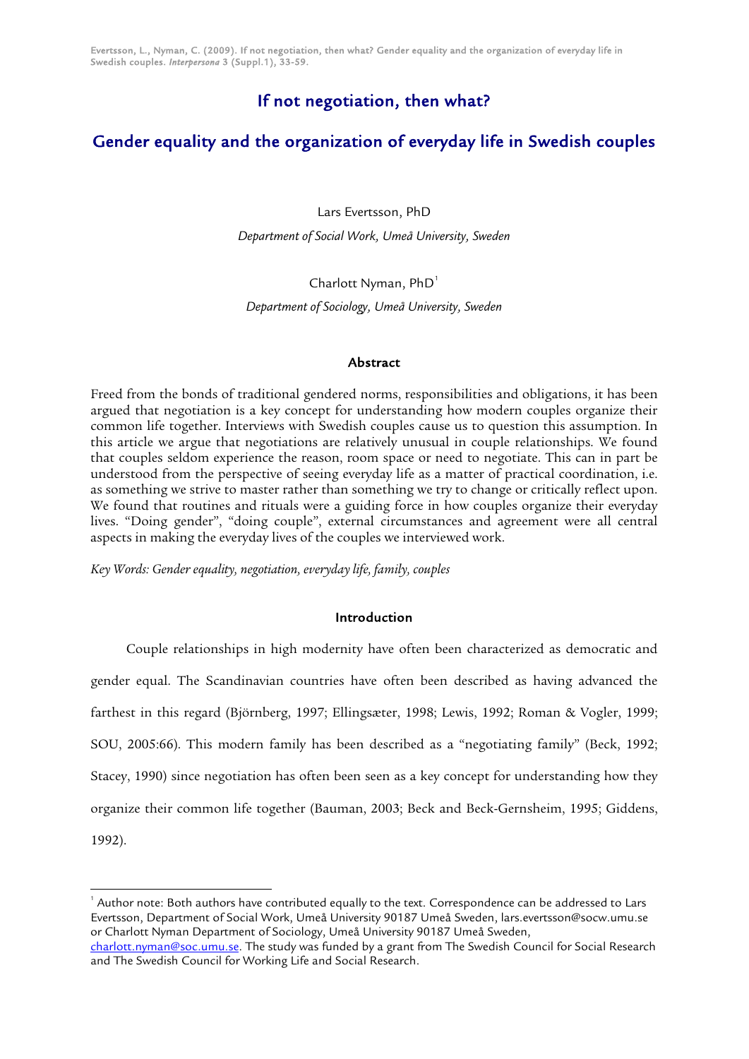# If not negotiation, then what?

## Gender equality and the organization of everyday life in Swedish couples

Lars Evertsson, PhD

*Department of Social Work, Umeå University, Sweden*

Charlott Nyman, PhD[1]

*Department of Sociology, Umeå University, Sweden*

### Abstract

Freed from the bonds of traditional gendered norms, responsibilities and obligations, it has been argued that negotiation is a key concept for understanding how modern couples organize their common life together. Interviews with Swedish couples cause us to question this assumption. In this article we argue that negotiations are relatively unusual in couple relationships. We found that couples seldom experience the reason, room space or need to negotiate. This can in part be understood from the perspective of seeing everyday life as a matter of practical coordination, i.e. as something we strive to master rather than something we try to change or critically reflect upon. We found that routines and rituals were a guiding force in how couples organize their everyday lives. "Doing gender", "doing couple", external circumstances and agreement were all central aspects in making the everyday lives of the couples we interviewed work.

*Key Words: Gender equality, negotiation, everyday life, family, couples*

### Introduction

Couple relationships in high modernity have often been characterized as democratic and gender equal. The Scandinavian countries have often been described as having advanced the farthest in this regard (Björnberg, 1997; Ellingsæter, 1998; Lewis, 1992; Roman & Vogler, 1999; SOU, 2005:66). This modern family has been described as a "negotiating family" (Beck, 1992; Stacey, 1990) since negotiation has often been seen as a key concept for understanding how they organize their common life together (Bauman, 2003; Beck and Beck-Gernsheim, 1995; Giddens, 1992).

[1] Author note: Both authors have contributed equally to the text. Correspondence can be addressed to Lars Evertsson, Department of Social Work, Umeå University 90187 Umeå Sweden, lars.evertsson@socw.umu.se or Charlott Nyman Department of Sociology, Umeå University 90187 Umeå Sweden, charlott.nyman@soc.umu.se. The study was funded by a grant from The Swedish Council for Social Research and The Swedish Council for Working Life and Social Research.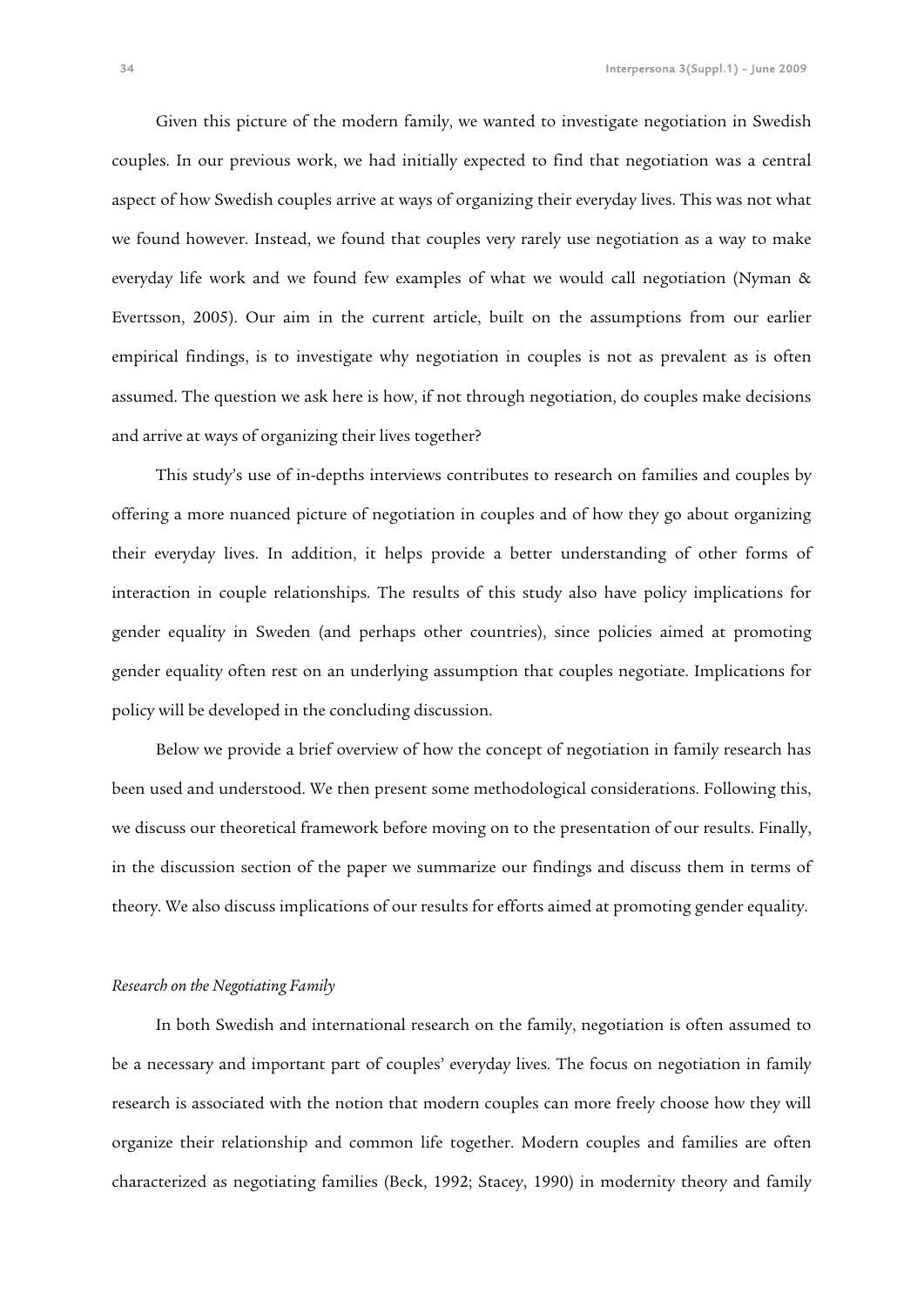Given this picture of the modern family, we wanted to investigate negotiation in Swedish couples. In our previous work, we had initially expected to find that negotiation was a central aspect of how Swedish couples arrive at ways of organizing their everyday lives. This was not what we found however. Instead, we found that couples very rarely use negotiation as a way to make everyday life work and we found few examples of what we would call negotiation (Nyman & Evertsson, 2005). Our aim in the current article, built on the assumptions from our earlier empirical findings, is to investigate why negotiation in couples is not as prevalent as is often assumed. The question we ask here is how, if not through negotiation, do couples make decisions and arrive at ways of organizing their lives together?

This study's use of in-depths interviews contributes to research on families and couples by offering a more nuanced picture of negotiation in couples and of how they go about organizing their everyday lives. In addition, it helps provide a better understanding of other forms of interaction in couple relationships. The results of this study also have policy implications for gender equality in Sweden (and perhaps other countries), since policies aimed at promoting gender equality often rest on an underlying assumption that couples negotiate. Implications for policy will be developed in the concluding discussion.

Below we provide a brief overview of how the concept of negotiation in family research has been used and understood. We then present some methodological considerations. Following this, we discuss our theoretical framework before moving on to the presentation of our results. Finally, in the discussion section of the paper we summarize our findings and discuss them in terms of theory. We also discuss implications of our results for efforts aimed at promoting gender equality.

### *Research on the Negotiating Family*

In both Swedish and international research on the family, negotiation is often assumed to be a necessary and important part of couples' everyday lives. The focus on negotiation in family research is associated with the notion that modern couples can more freely choose how they will organize their relationship and common life together. Modern couples and families are often characterized as negotiating families (Beck, 1992; Stacey, 1990) in modernity theory and family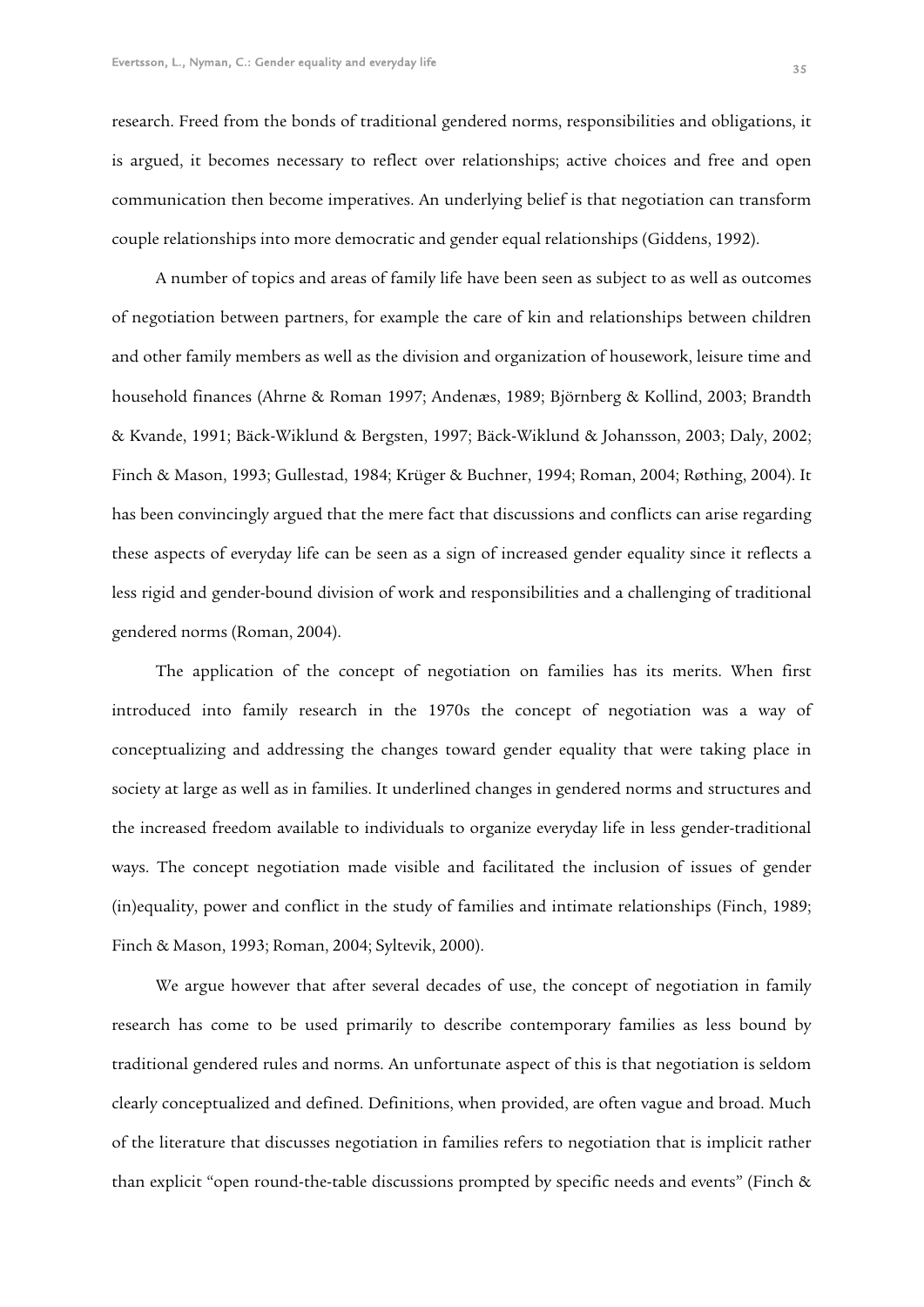research. Freed from the bonds of traditional gendered norms, responsibilities and obligations, it is argued, it becomes necessary to reflect over relationships; active choices and free and open communication then become imperatives. An underlying belief is that negotiation can transform couple relationships into more democratic and gender equal relationships (Giddens, 1992).

A number of topics and areas of family life have been seen as subject to as well as outcomes of negotiation between partners, for example the care of kin and relationships between children and other family members as well as the division and organization of housework, leisure time and household finances (Ahrne & Roman 1997; Andenæs, 1989; Björnberg & Kollind, 2003; Brandth & Kvande, 1991; Bäck-Wiklund & Bergsten, 1997; Bäck-Wiklund & Johansson, 2003; Daly, 2002; Finch & Mason, 1993; Gullestad, 1984; Krüger & Buchner, 1994; Roman, 2004; Røthing, 2004). It has been convincingly argued that the mere fact that discussions and conflicts can arise regarding these aspects of everyday life can be seen as a sign of increased gender equality since it reflects a less rigid and gender-bound division of work and responsibilities and a challenging of traditional gendered norms (Roman, 2004).

The application of the concept of negotiation on families has its merits. When first introduced into family research in the 1970s the concept of negotiation was a way of conceptualizing and addressing the changes toward gender equality that were taking place in society at large as well as in families. It underlined changes in gendered norms and structures and the increased freedom available to individuals to organize everyday life in less gender-traditional ways. The concept negotiation made visible and facilitated the inclusion of issues of gender (in)equality, power and conflict in the study of families and intimate relationships (Finch, 1989; Finch & Mason, 1993; Roman, 2004; Syltevik, 2000).

We argue however that after several decades of use, the concept of negotiation in family research has come to be used primarily to describe contemporary families as less bound by traditional gendered rules and norms. An unfortunate aspect of this is that negotiation is seldom clearly conceptualized and defined. Definitions, when provided, are often vague and broad. Much of the literature that discusses negotiation in families refers to negotiation that is implicit rather than explicit "open round-the-table discussions prompted by specific needs and events" (Finch &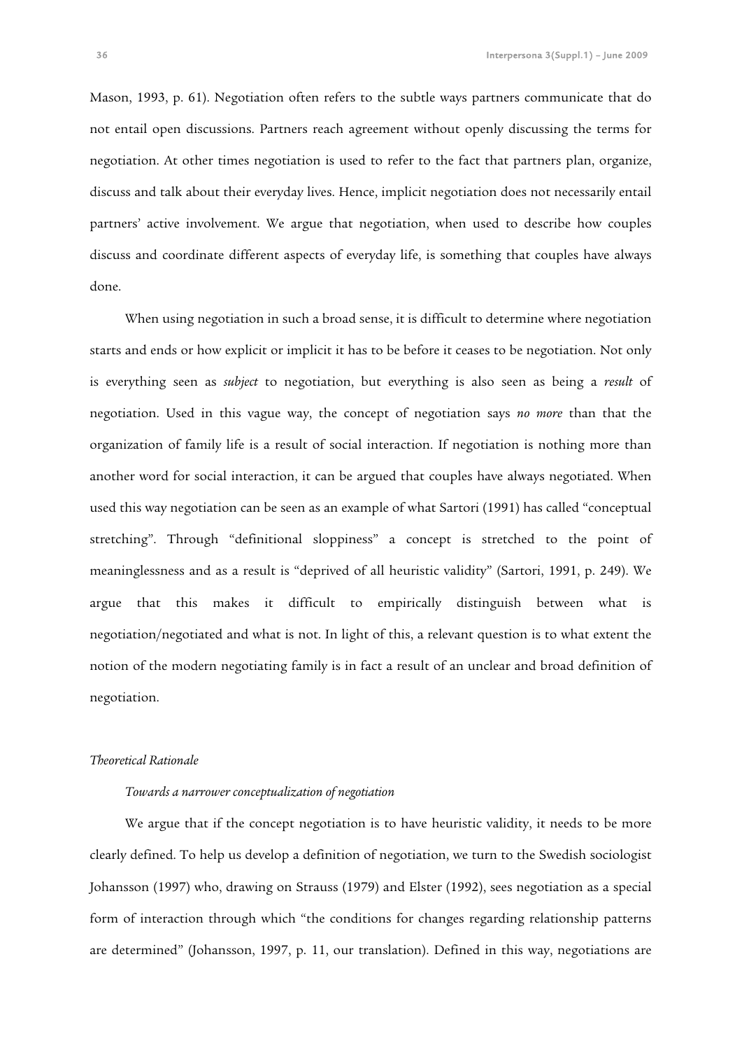Mason, 1993, p. 61). Negotiation often refers to the subtle ways partners communicate that do not entail open discussions. Partners reach agreement without openly discussing the terms for negotiation. At other times negotiation is used to refer to the fact that partners plan, organize, discuss and talk about their everyday lives. Hence, implicit negotiation does not necessarily entail partners' active involvement. We argue that negotiation, when used to describe how couples discuss and coordinate different aspects of everyday life, is something that couples have always done.

When using negotiation in such a broad sense, it is difficult to determine where negotiation starts and ends or how explicit or implicit it has to be before it ceases to be negotiation. Not only is everything seen as *subject* to negotiation, but everything is also seen as being a *result* of negotiation. Used in this vague way, the concept of negotiation says *no more* than that the organization of family life is a result of social interaction. If negotiation is nothing more than another word for social interaction, it can be argued that couples have always negotiated. When used this way negotiation can be seen as an example of what Sartori (1991) has called "conceptual stretching". Through "definitional sloppiness" a concept is stretched to the point of meaninglessness and as a result is "deprived of all heuristic validity" (Sartori, 1991, p. 249). We argue that this makes it difficult to empirically distinguish between what is negotiation/negotiated and what is not. In light of this, a relevant question is to what extent the notion of the modern negotiating family is in fact a result of an unclear and broad definition of negotiation.

## *Theoretical Rationale*

### *Towards a narrower conceptualization of negotiation*

We argue that if the concept negotiation is to have heuristic validity, it needs to be more clearly defined. To help us develop a definition of negotiation, we turn to the Swedish sociologist Johansson (1997) who, drawing on Strauss (1979) and Elster (1992), sees negotiation as a special form of interaction through which "the conditions for changes regarding relationship patterns are determined" (Johansson, 1997, p. 11, our translation). Defined in this way, negotiations are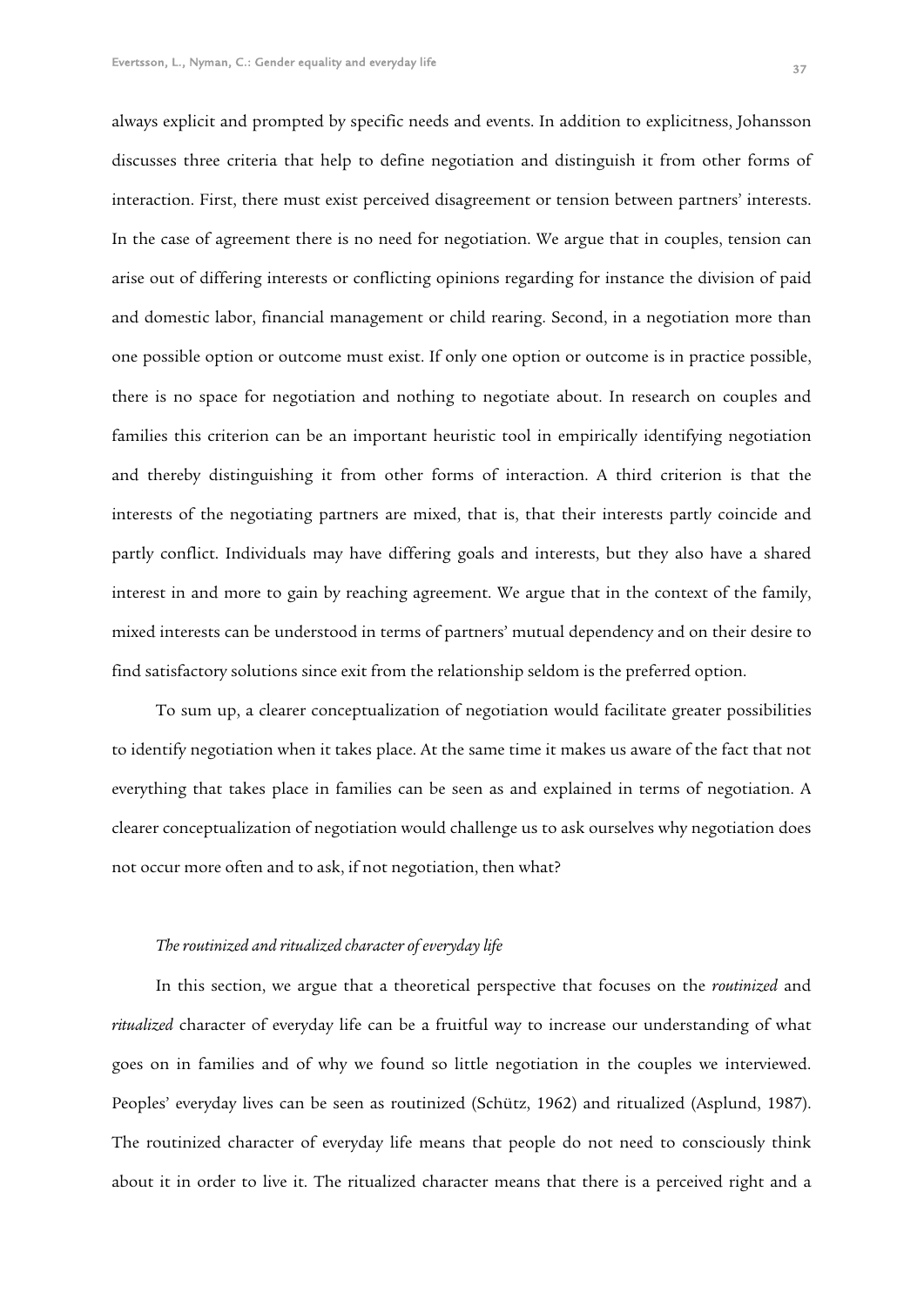always explicit and prompted by specific needs and events. In addition to explicitness, Johansson discusses three criteria that help to define negotiation and distinguish it from other forms of interaction. First, there must exist perceived disagreement or tension between partners' interests. In the case of agreement there is no need for negotiation. We argue that in couples, tension can arise out of differing interests or conflicting opinions regarding for instance the division of paid and domestic labor, financial management or child rearing. Second, in a negotiation more than one possible option or outcome must exist. If only one option or outcome is in practice possible, there is no space for negotiation and nothing to negotiate about. In research on couples and families this criterion can be an important heuristic tool in empirically identifying negotiation and thereby distinguishing it from other forms of interaction. A third criterion is that the interests of the negotiating partners are mixed, that is, that their interests partly coincide and partly conflict. Individuals may have differing goals and interests, but they also have a shared interest in and more to gain by reaching agreement. We argue that in the context of the family, mixed interests can be understood in terms of partners' mutual dependency and on their desire to find satisfactory solutions since exit from the relationship seldom is the preferred option.

To sum up, a clearer conceptualization of negotiation would facilitate greater possibilities to identify negotiation when it takes place. At the same time it makes us aware of the fact that not everything that takes place in families can be seen as and explained in terms of negotiation. A clearer conceptualization of negotiation would challenge us to ask ourselves why negotiation does not occur more often and to ask, if not negotiation, then what?

### *The routinized and ritualized character of everyday life*

In this section, we argue that a theoretical perspective that focuses on the *routinized* and *ritualized* character of everyday life can be a fruitful way to increase our understanding of what goes on in families and of why we found so little negotiation in the couples we interviewed. Peoples' everyday lives can be seen as routinized (Schütz, 1962) and ritualized (Asplund, 1987). The routinized character of everyday life means that people do not need to consciously think about it in order to live it. The ritualized character means that there is a perceived right and a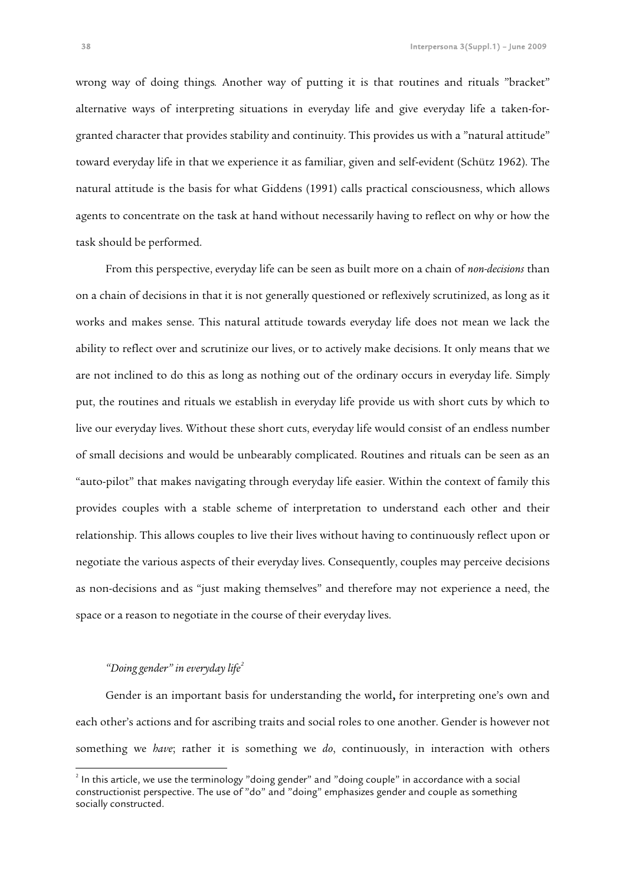wrong way of doing things. Another way of putting it is that routines and rituals ”bracket” alternative ways of interpreting situations in everyday life and give everyday life a taken-for-granted character that provides stability and continuity. This provides us with a ”natural attitude” toward everyday life in that we experience it as familiar, given and self-evident (Schütz 1962). The natural attitude is the basis for what Giddens (1991) calls practical consciousness, which allows agents to concentrate on the task at hand without necessarily having to reflect on why or how the task should be performed.

From this perspective, everyday life can be seen as built more on a chain of *non-decisions* than on a chain of decisions in that it is not generally questioned or reflexively scrutinized, as long as it works and makes sense. This natural attitude towards everyday life does not mean we lack the ability to reflect over and scrutinize our lives, or to actively make decisions. It only means that we are not inclined to do this as long as nothing out of the ordinary occurs in everyday life. Simply put, the routines and rituals we establish in everyday life provide us with short cuts by which to live our everyday lives. Without these short cuts, everyday life would consist of an endless number of small decisions and would be unbearably complicated. Routines and rituals can be seen as an “auto-pilot” that makes navigating through everyday life easier. Within the context of family this provides couples with a stable scheme of interpretation to understand each other and their relationship. This allows couples to live their lives without having to continuously reflect upon or negotiate the various aspects of their everyday lives. Consequently, couples may perceive decisions as non-decisions and as “just making themselves” and therefore may not experience a need, the space or a reason to negotiate in the course of their everyday lives.

### *“Doing gender” in everyday life*[2]

Gender is an important basis for understanding the world**,** for interpreting one’s own and each other’s actions and for ascribing traits and social roles to one another. Gender is however not something we *have*; rather it is something we *do*, continuously, in interaction with others

[2] In this article, we use the terminology ”doing gender” and ”doing couple” in accordance with a social constructionist perspective. The use of ”do” and ”doing” emphasizes gender and couple as something socially constructed.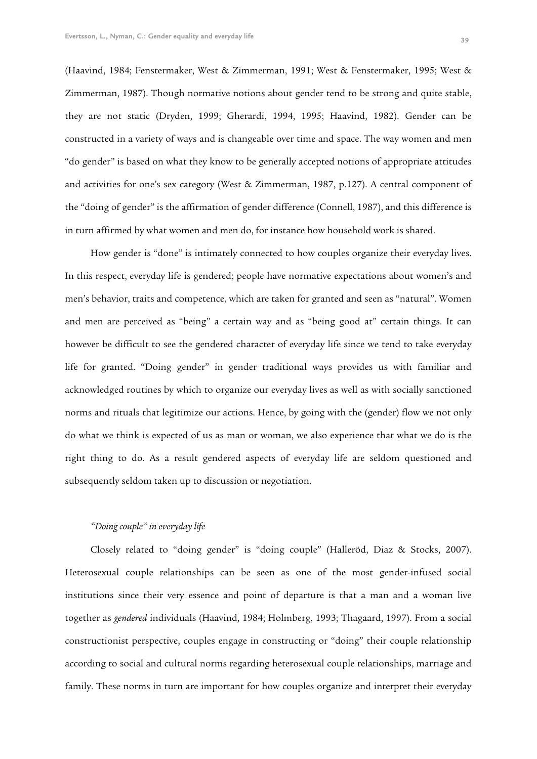(Haavind, 1984; Fenstermaker, West & Zimmerman, 1991; West & Fenstermaker, 1995; West & Zimmerman, 1987). Though normative notions about gender tend to be strong and quite stable, they are not static (Dryden, 1999; Gherardi, 1994, 1995; Haavind, 1982). Gender can be constructed in a variety of ways and is changeable over time and space. The way women and men "do gender" is based on what they know to be generally accepted notions of appropriate attitudes and activities for one's sex category (West & Zimmerman, 1987, p.127). A central component of the "doing of gender" is the affirmation of gender difference (Connell, 1987), and this difference is in turn affirmed by what women and men do, for instance how household work is shared.

How gender is "done" is intimately connected to how couples organize their everyday lives. In this respect, everyday life is gendered; people have normative expectations about women's and men's behavior, traits and competence, which are taken for granted and seen as "natural". Women and men are perceived as "being" a certain way and as "being good at" certain things. It can however be difficult to see the gendered character of everyday life since we tend to take everyday life for granted. "Doing gender" in gender traditional ways provides us with familiar and acknowledged routines by which to organize our everyday lives as well as with socially sanctioned norms and rituals that legitimize our actions. Hence, by going with the (gender) flow we not only do what we think is expected of us as man or woman, we also experience that what we do is the right thing to do. As a result gendered aspects of everyday life are seldom questioned and subsequently seldom taken up to discussion or negotiation.

### *"Doing couple" in everyday life*

Closely related to "doing gender" is "doing couple" (Halleröd, Diaz & Stocks, 2007). Heterosexual couple relationships can be seen as one of the most gender-infused social institutions since their very essence and point of departure is that a man and a woman live together as *gendered* individuals (Haavind, 1984; Holmberg, 1993; Thagaard, 1997). From a social constructionist perspective, couples engage in constructing or "doing" their couple relationship according to social and cultural norms regarding heterosexual couple relationships, marriage and family. These norms in turn are important for how couples organize and interpret their everyday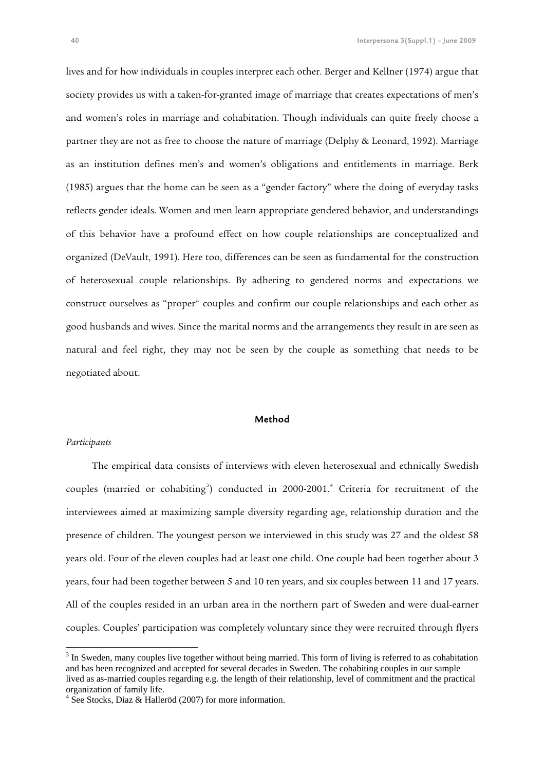lives and for how individuals in couples interpret each other. Berger and Kellner (1974) argue that society provides us with a taken-for-granted image of marriage that creates expectations of men's and women's roles in marriage and cohabitation. Though individuals can quite freely choose a partner they are not as free to choose the nature of marriage (Delphy & Leonard, 1992). Marriage as an institution defines men's and women's obligations and entitlements in marriage. Berk (1985) argues that the home can be seen as a "gender factory" where the doing of everyday tasks reflects gender ideals. Women and men learn appropriate gendered behavior, and understandings of this behavior have a profound effect on how couple relationships are conceptualized and organized (DeVault, 1991). Here too, differences can be seen as fundamental for the construction of heterosexual couple relationships. By adhering to gendered norms and expectations we construct ourselves as "proper" couples and confirm our couple relationships and each other as good husbands and wives. Since the marital norms and the arrangements they result in are seen as natural and feel right, they may not be seen by the couple as something that needs to be negotiated about.

## Method

*Participants*

The empirical data consists of interviews with eleven heterosexual and ethnically Swedish couples (married or cohabiting[3]) conducted in 2000-2001.[4] Criteria for recruitment of the interviewees aimed at maximizing sample diversity regarding age, relationship duration and the presence of children. The youngest person we interviewed in this study was 27 and the oldest 58 years old. Four of the eleven couples had at least one child. One couple had been together about 3 years, four had been together between 5 and 10 ten years, and six couples between 11 and 17 years. All of the couples resided in an urban area in the northern part of Sweden and were dual-earner couples. Couples' participation was completely voluntary since they were recruited through flyers

[3] In Sweden, many couples live together without being married. This form of living is referred to as cohabitation and has been recognized and accepted for several decades in Sweden. The cohabiting couples in our sample lived as as-married couples regarding e.g. the length of their relationship, level of commitment and the practical organization of family life.

[4] See Stocks, Diaz & Halleröd (2007) for more information.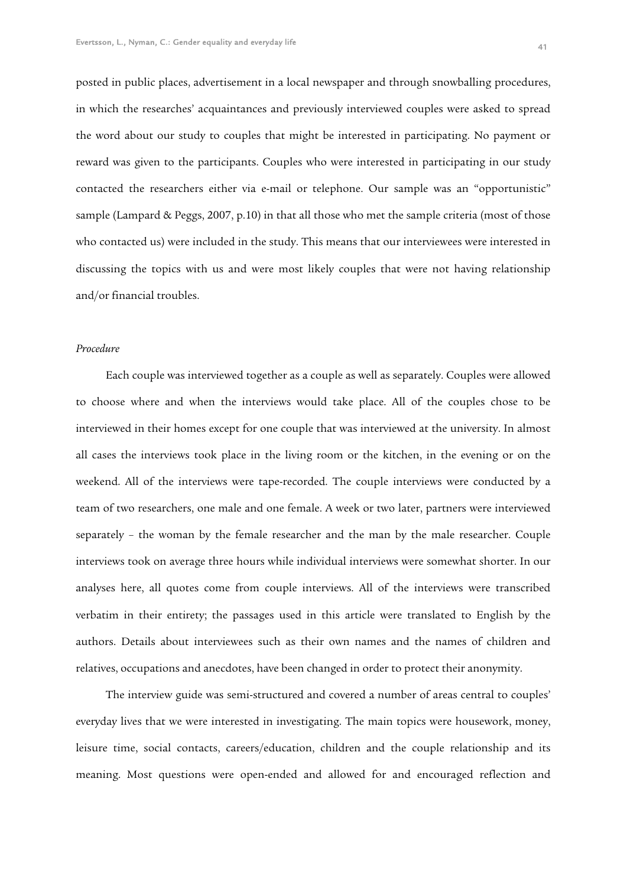posted in public places, advertisement in a local newspaper and through snowballing procedures, in which the researches' acquaintances and previously interviewed couples were asked to spread the word about our study to couples that might be interested in participating. No payment or reward was given to the participants. Couples who were interested in participating in our study contacted the researchers either via e-mail or telephone. Our sample was an "opportunistic" sample (Lampard & Peggs, 2007, p.10) in that all those who met the sample criteria (most of those who contacted us) were included in the study. This means that our interviewees were interested in discussing the topics with us and were most likely couples that were not having relationship and/or financial troubles.

*Procedure*

Each couple was interviewed together as a couple as well as separately. Couples were allowed to choose where and when the interviews would take place. All of the couples chose to be interviewed in their homes except for one couple that was interviewed at the university. In almost all cases the interviews took place in the living room or the kitchen, in the evening or on the weekend. All of the interviews were tape-recorded. The couple interviews were conducted by a team of two researchers, one male and one female. A week or two later, partners were interviewed separately – the woman by the female researcher and the man by the male researcher. Couple interviews took on average three hours while individual interviews were somewhat shorter. In our analyses here, all quotes come from couple interviews. All of the interviews were transcribed verbatim in their entirety; the passages used in this article were translated to English by the authors. Details about interviewees such as their own names and the names of children and relatives, occupations and anecdotes, have been changed in order to protect their anonymity.

The interview guide was semi-structured and covered a number of areas central to couples' everyday lives that we were interested in investigating. The main topics were housework, money, leisure time, social contacts, careers/education, children and the couple relationship and its meaning. Most questions were open-ended and allowed for and encouraged reflection and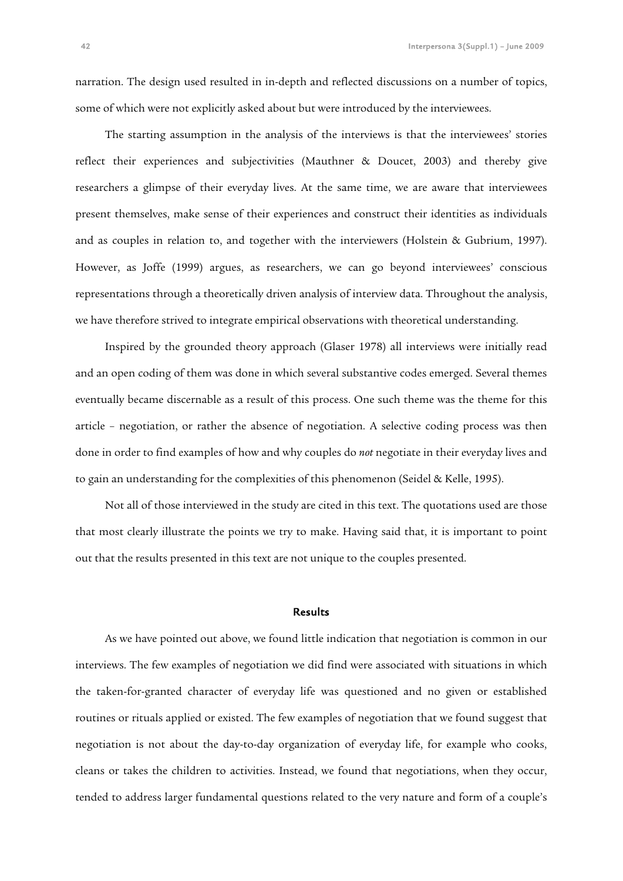narration. The design used resulted in in-depth and reflected discussions on a number of topics, some of which were not explicitly asked about but were introduced by the interviewees.

The starting assumption in the analysis of the interviews is that the interviewees' stories reflect their experiences and subjectivities (Mauthner & Doucet, 2003) and thereby give researchers a glimpse of their everyday lives. At the same time, we are aware that interviewees present themselves, make sense of their experiences and construct their identities as individuals and as couples in relation to, and together with the interviewers (Holstein & Gubrium, 1997). However, as Joffe (1999) argues, as researchers, we can go beyond interviewees' conscious representations through a theoretically driven analysis of interview data. Throughout the analysis, we have therefore strived to integrate empirical observations with theoretical understanding.

Inspired by the grounded theory approach (Glaser 1978) all interviews were initially read and an open coding of them was done in which several substantive codes emerged. Several themes eventually became discernable as a result of this process. One such theme was the theme for this article – negotiation, or rather the absence of negotiation. A selective coding process was then done in order to find examples of how and why couples do *not* negotiate in their everyday lives and to gain an understanding for the complexities of this phenomenon (Seidel & Kelle, 1995).

Not all of those interviewed in the study are cited in this text. The quotations used are those that most clearly illustrate the points we try to make. Having said that, it is important to point out that the results presented in this text are not unique to the couples presented.

## Results

As we have pointed out above, we found little indication that negotiation is common in our interviews. The few examples of negotiation we did find were associated with situations in which the taken-for-granted character of everyday life was questioned and no given or established routines or rituals applied or existed. The few examples of negotiation that we found suggest that negotiation is not about the day-to-day organization of everyday life, for example who cooks, cleans or takes the children to activities. Instead, we found that negotiations, when they occur, tended to address larger fundamental questions related to the very nature and form of a couple's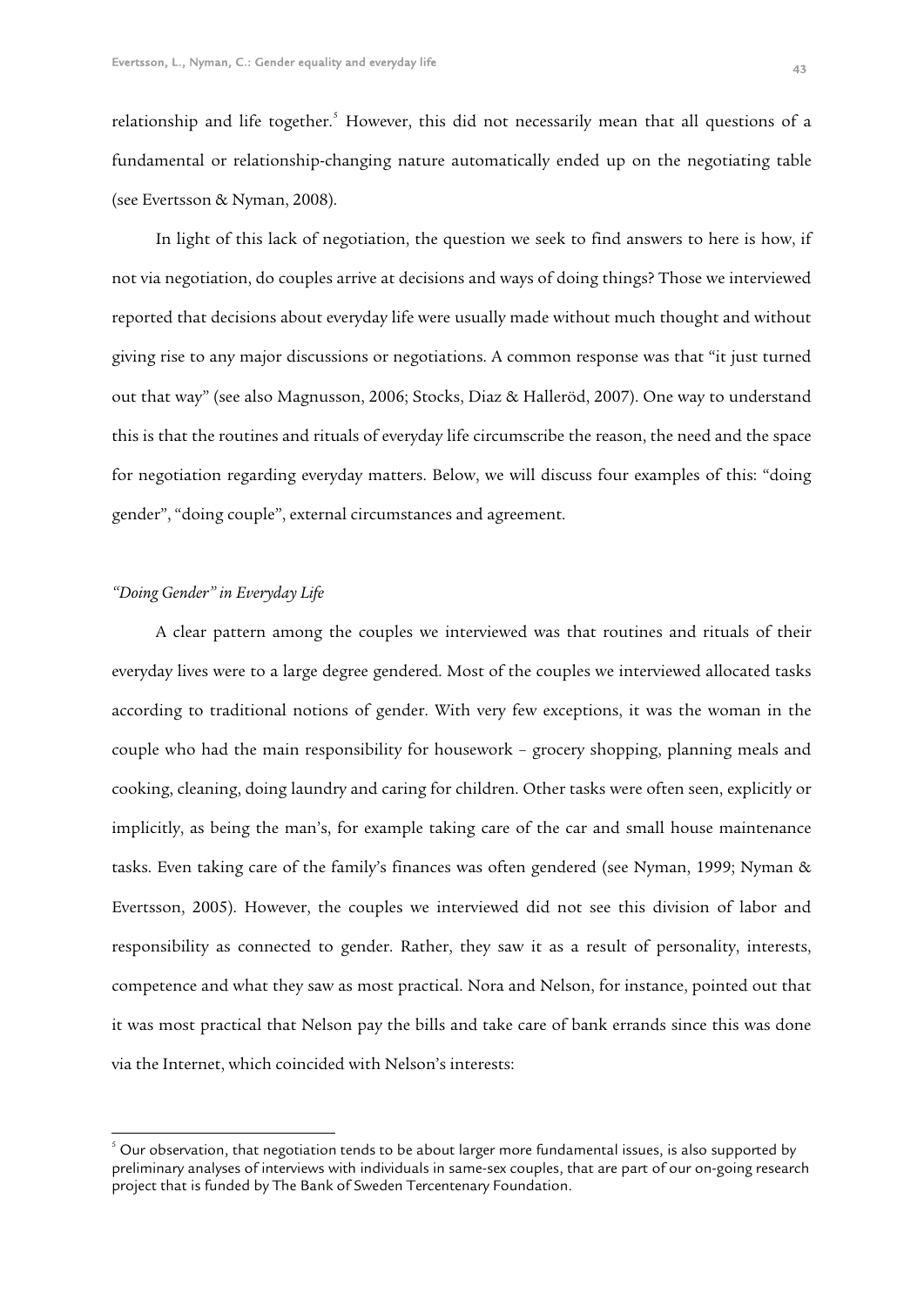relationship and life together.[5] However, this did not necessarily mean that all questions of a fundamental or relationship-changing nature automatically ended up on the negotiating table (see Evertsson & Nyman, 2008).

In light of this lack of negotiation, the question we seek to find answers to here is how, if not via negotiation, do couples arrive at decisions and ways of doing things? Those we interviewed reported that decisions about everyday life were usually made without much thought and without giving rise to any major discussions or negotiations. A common response was that "it just turned out that way" (see also Magnusson, 2006; Stocks, Diaz & Halleröd, 2007). One way to understand this is that the routines and rituals of everyday life circumscribe the reason, the need and the space for negotiation regarding everyday matters. Below, we will discuss four examples of this: "doing gender", "doing couple", external circumstances and agreement.

### *"Doing Gender" in Everyday Life*

A clear pattern among the couples we interviewed was that routines and rituals of their everyday lives were to a large degree gendered. Most of the couples we interviewed allocated tasks according to traditional notions of gender. With very few exceptions, it was the woman in the couple who had the main responsibility for housework – grocery shopping, planning meals and cooking, cleaning, doing laundry and caring for children. Other tasks were often seen, explicitly or implicitly, as being the man's, for example taking care of the car and small house maintenance tasks. Even taking care of the family's finances was often gendered (see Nyman, 1999; Nyman & Evertsson, 2005). However, the couples we interviewed did not see this division of labor and responsibility as connected to gender. Rather, they saw it as a result of personality, interests, competence and what they saw as most practical. Nora and Nelson, for instance, pointed out that it was most practical that Nelson pay the bills and take care of bank errands since this was done via the Internet, which coincided with Nelson's interests:

[5] Our observation, that negotiation tends to be about larger more fundamental issues, is also supported by preliminary analyses of interviews with individuals in same-sex couples, that are part of our on-going research project that is funded by The Bank of Sweden Tercentenary Foundation.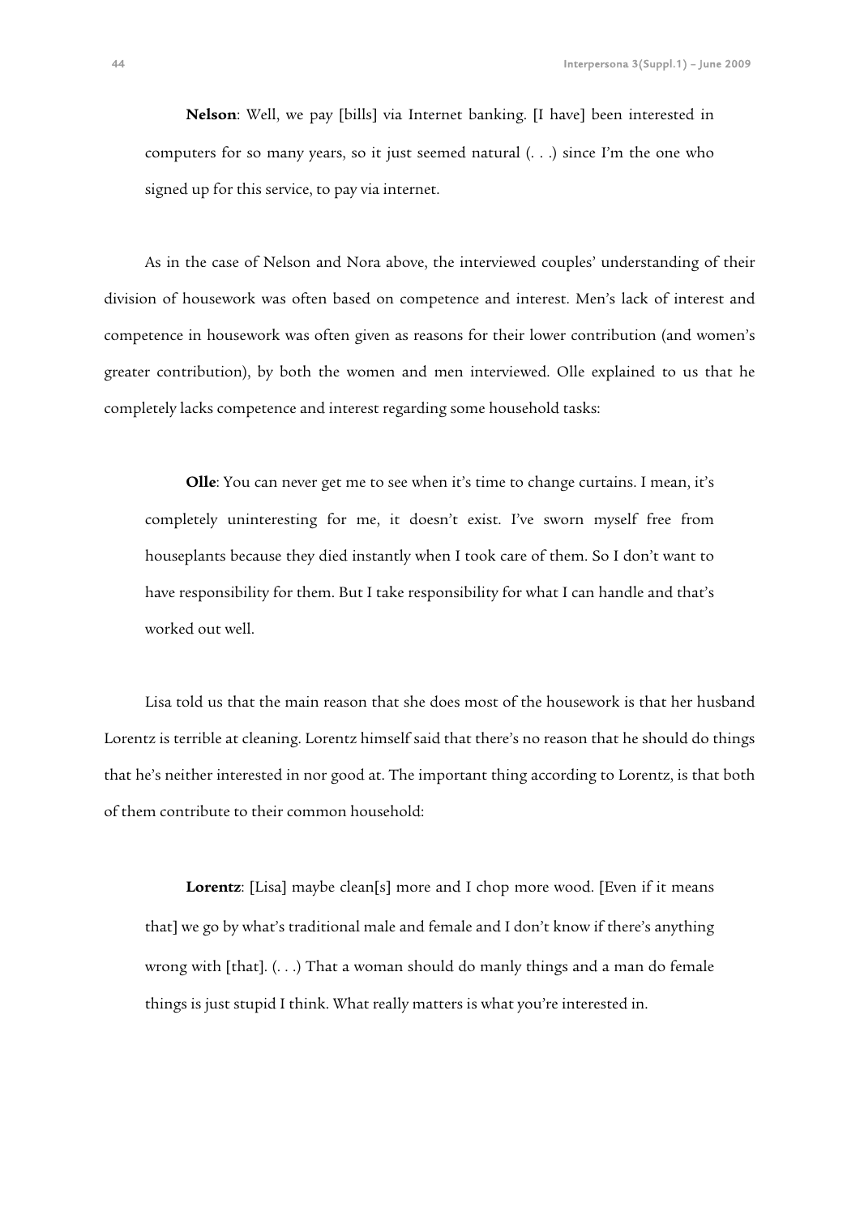**Nelson**: Well, we pay [bills] via Internet banking. [I have] been interested in computers for so many years, so it just seemed natural (. . .) since I'm the one who signed up for this service, to pay via internet.

As in the case of Nelson and Nora above, the interviewed couples' understanding of their division of housework was often based on competence and interest. Men's lack of interest and competence in housework was often given as reasons for their lower contribution (and women's greater contribution), by both the women and men interviewed. Olle explained to us that he completely lacks competence and interest regarding some household tasks:

**Olle**: You can never get me to see when it's time to change curtains. I mean, it's completely uninteresting for me, it doesn't exist. I've sworn myself free from houseplants because they died instantly when I took care of them. So I don't want to have responsibility for them. But I take responsibility for what I can handle and that's worked out well.

Lisa told us that the main reason that she does most of the housework is that her husband Lorentz is terrible at cleaning. Lorentz himself said that there's no reason that he should do things that he's neither interested in nor good at. The important thing according to Lorentz, is that both of them contribute to their common household:

**Lorentz**: [Lisa] maybe clean[s] more and I chop more wood. [Even if it means that] we go by what's traditional male and female and I don't know if there's anything wrong with [that]. (. . .) That a woman should do manly things and a man do female things is just stupid I think. What really matters is what you're interested in.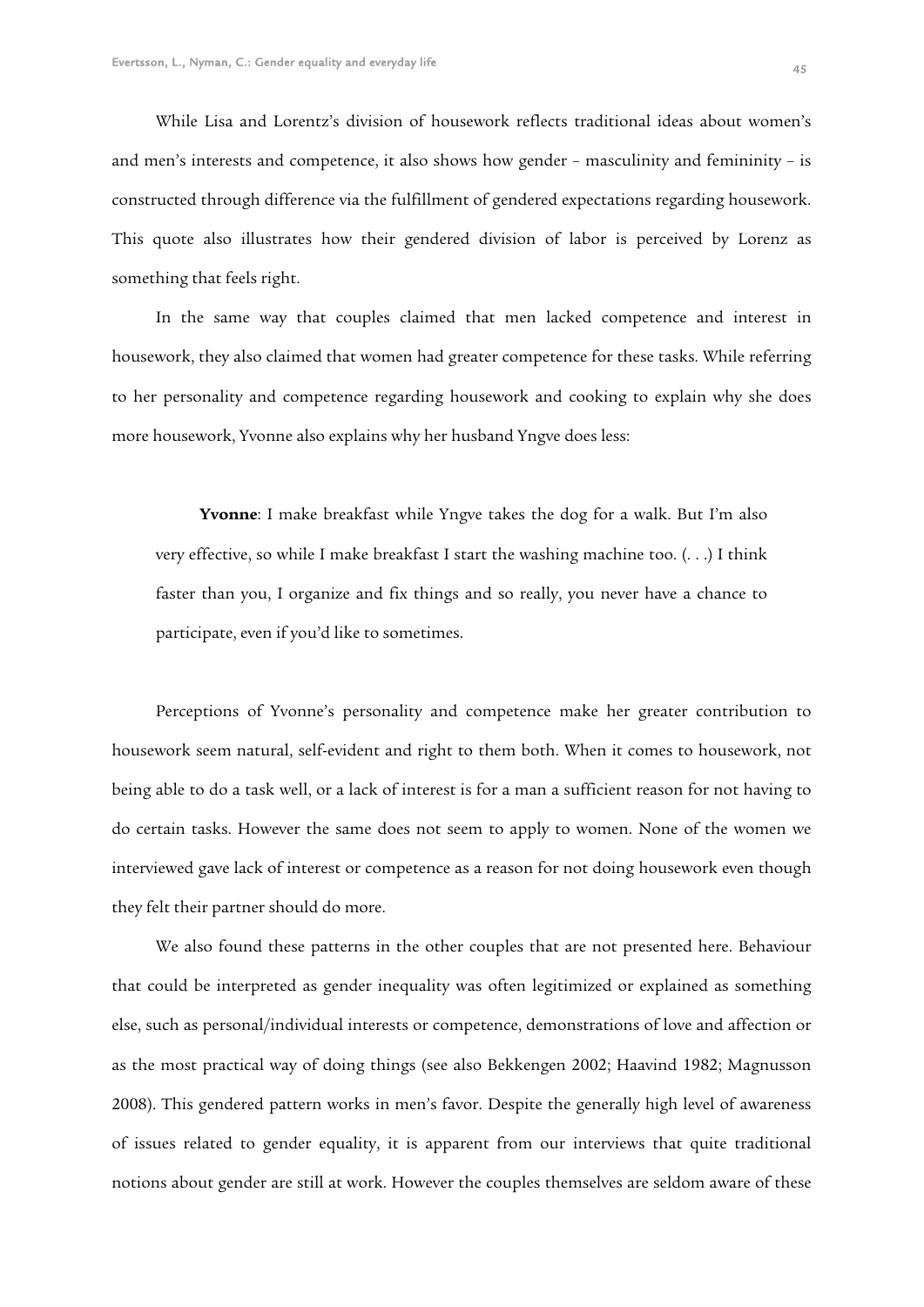While Lisa and Lorentz's division of housework reflects traditional ideas about women's and men's interests and competence, it also shows how gender – masculinity and femininity – is constructed through difference via the fulfillment of gendered expectations regarding housework. This quote also illustrates how their gendered division of labor is perceived by Lorenz as something that feels right.

In the same way that couples claimed that men lacked competence and interest in housework, they also claimed that women had greater competence for these tasks. While referring to her personality and competence regarding housework and cooking to explain why she does more housework, Yvonne also explains why her husband Yngve does less:

> **Yvonne**: I make breakfast while Yngve takes the dog for a walk. But I'm also very effective, so while I make breakfast I start the washing machine too. (. . .) I think faster than you, I organize and fix things and so really, you never have a chance to participate, even if you'd like to sometimes.

Perceptions of Yvonne's personality and competence make her greater contribution to housework seem natural, self-evident and right to them both. When it comes to housework, not being able to do a task well, or a lack of interest is for a man a sufficient reason for not having to do certain tasks. However the same does not seem to apply to women. None of the women we interviewed gave lack of interest or competence as a reason for not doing housework even though they felt their partner should do more.

We also found these patterns in the other couples that are not presented here. Behaviour that could be interpreted as gender inequality was often legitimized or explained as something else, such as personal/individual interests or competence, demonstrations of love and affection or as the most practical way of doing things (see also Bekkengen 2002; Haavind 1982; Magnusson 2008). This gendered pattern works in men's favor. Despite the generally high level of awareness of issues related to gender equality, it is apparent from our interviews that quite traditional notions about gender are still at work. However the couples themselves are seldom aware of these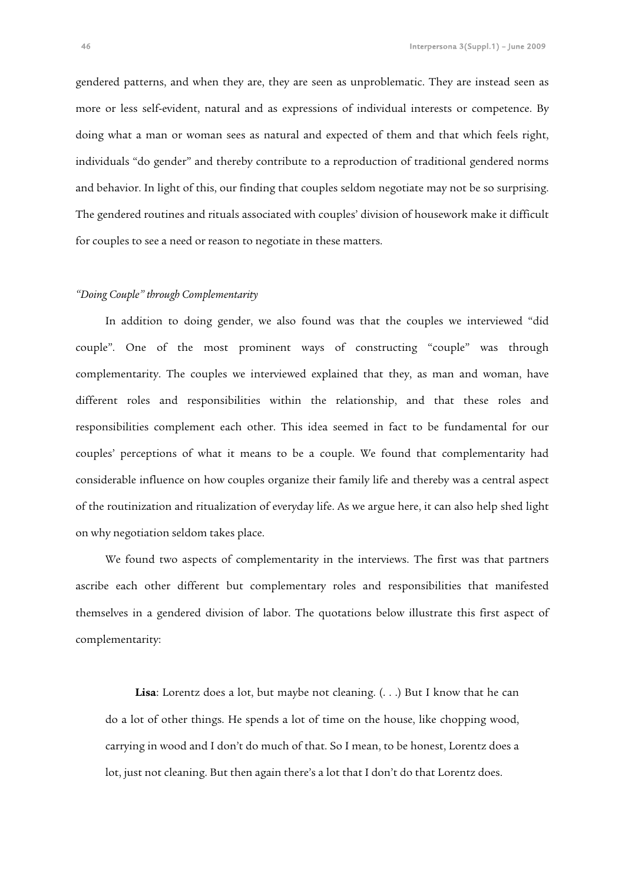gendered patterns, and when they are, they are seen as unproblematic. They are instead seen as more or less self-evident, natural and as expressions of individual interests or competence. By doing what a man or woman sees as natural and expected of them and that which feels right, individuals "do gender" and thereby contribute to a reproduction of traditional gendered norms and behavior. In light of this, our finding that couples seldom negotiate may not be so surprising. The gendered routines and rituals associated with couples' division of housework make it difficult for couples to see a need or reason to negotiate in these matters.

### *"Doing Couple" through Complementarity*

In addition to doing gender, we also found was that the couples we interviewed "did couple". One of the most prominent ways of constructing "couple" was through complementarity. The couples we interviewed explained that they, as man and woman, have different roles and responsibilities within the relationship, and that these roles and responsibilities complement each other. This idea seemed in fact to be fundamental for our couples' perceptions of what it means to be a couple. We found that complementarity had considerable influence on how couples organize their family life and thereby was a central aspect of the routinization and ritualization of everyday life. As we argue here, it can also help shed light on why negotiation seldom takes place.

We found two aspects of complementarity in the interviews. The first was that partners ascribe each other different but complementary roles and responsibilities that manifested themselves in a gendered division of labor. The quotations below illustrate this first aspect of complementarity:

> **Lisa**: Lorentz does a lot, but maybe not cleaning. (. . .) But I know that he can do a lot of other things. He spends a lot of time on the house, like chopping wood, carrying in wood and I don't do much of that. So I mean, to be honest, Lorentz does a lot, just not cleaning. But then again there's a lot that I don't do that Lorentz does.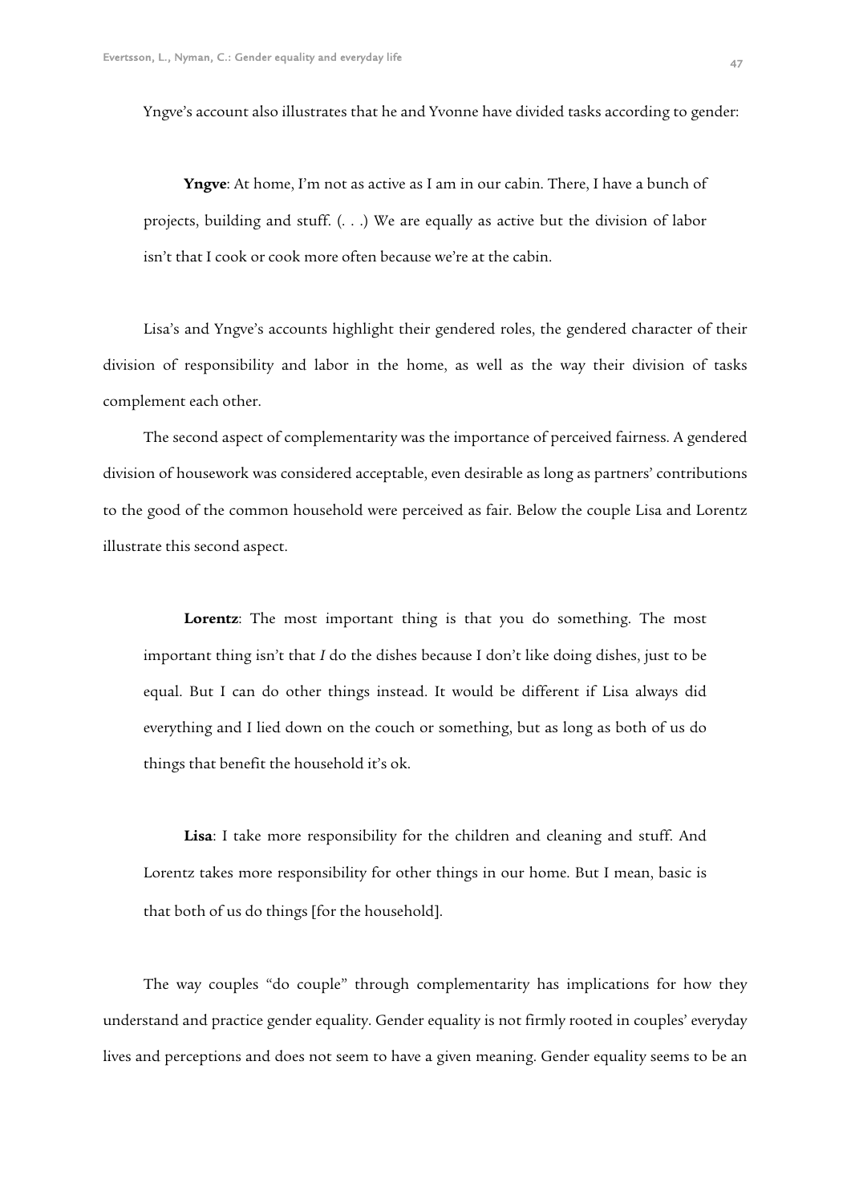Yngve's account also illustrates that he and Yvonne have divided tasks according to gender:

> **Yngve**: At home, I'm not as active as I am in our cabin. There, I have a bunch of projects, building and stuff. (. . .) We are equally as active but the division of labor isn't that I cook or cook more often because we're at the cabin.

Lisa's and Yngve's accounts highlight their gendered roles, the gendered character of their division of responsibility and labor in the home, as well as the way their division of tasks complement each other.

The second aspect of complementarity was the importance of perceived fairness. A gendered division of housework was considered acceptable, even desirable as long as partners' contributions to the good of the common household were perceived as fair. Below the couple Lisa and Lorentz illustrate this second aspect.

> **Lorentz**: The most important thing is that you do something. The most important thing isn't that *I* do the dishes because I don't like doing dishes, just to be equal. But I can do other things instead. It would be different if Lisa always did everything and I lied down on the couch or something, but as long as both of us do things that benefit the household it's ok.

> **Lisa**: I take more responsibility for the children and cleaning and stuff. And Lorentz takes more responsibility for other things in our home. But I mean, basic is that both of us do things [for the household].

The way couples "do couple" through complementarity has implications for how they understand and practice gender equality. Gender equality is not firmly rooted in couples' everyday lives and perceptions and does not seem to have a given meaning. Gender equality seems to be an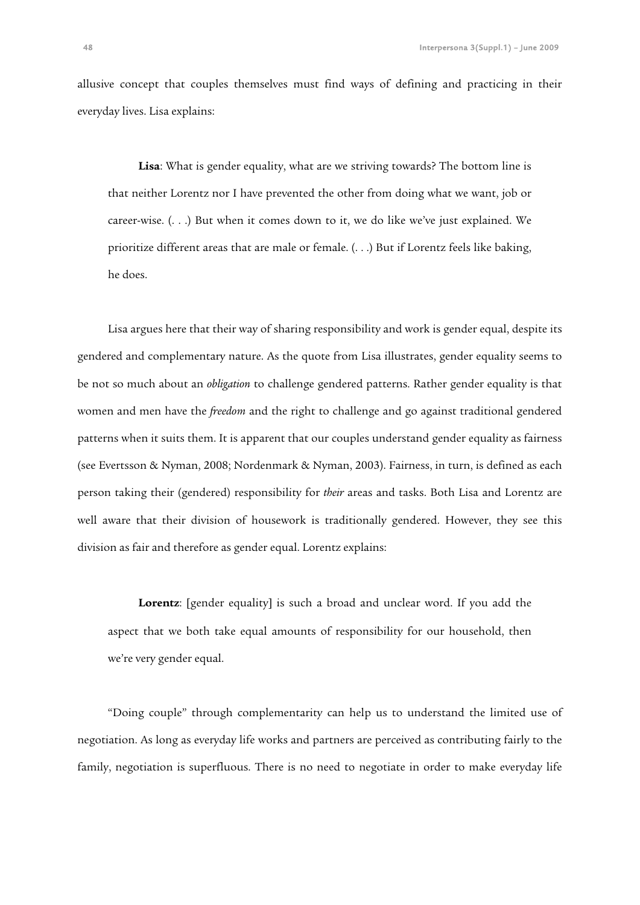allusive concept that couples themselves must find ways of defining and practicing in their everyday lives. Lisa explains:

> **Lisa**: What is gender equality, what are we striving towards? The bottom line is that neither Lorentz nor I have prevented the other from doing what we want, job or career-wise. (. . .) But when it comes down to it, we do like we've just explained. We prioritize different areas that are male or female. (. . .) But if Lorentz feels like baking, he does.

Lisa argues here that their way of sharing responsibility and work is gender equal, despite its gendered and complementary nature. As the quote from Lisa illustrates, gender equality seems to be not so much about an *obligation* to challenge gendered patterns. Rather gender equality is that women and men have the *freedom* and the right to challenge and go against traditional gendered patterns when it suits them. It is apparent that our couples understand gender equality as fairness (see Evertsson & Nyman, 2008; Nordenmark & Nyman, 2003). Fairness, in turn, is defined as each person taking their (gendered) responsibility for *their* areas and tasks. Both Lisa and Lorentz are well aware that their division of housework is traditionally gendered. However, they see this division as fair and therefore as gender equal. Lorentz explains:

> **Lorentz**: [gender equality] is such a broad and unclear word. If you add the aspect that we both take equal amounts of responsibility for our household, then we're very gender equal.

"Doing couple" through complementarity can help us to understand the limited use of negotiation. As long as everyday life works and partners are perceived as contributing fairly to the family, negotiation is superfluous. There is no need to negotiate in order to make everyday life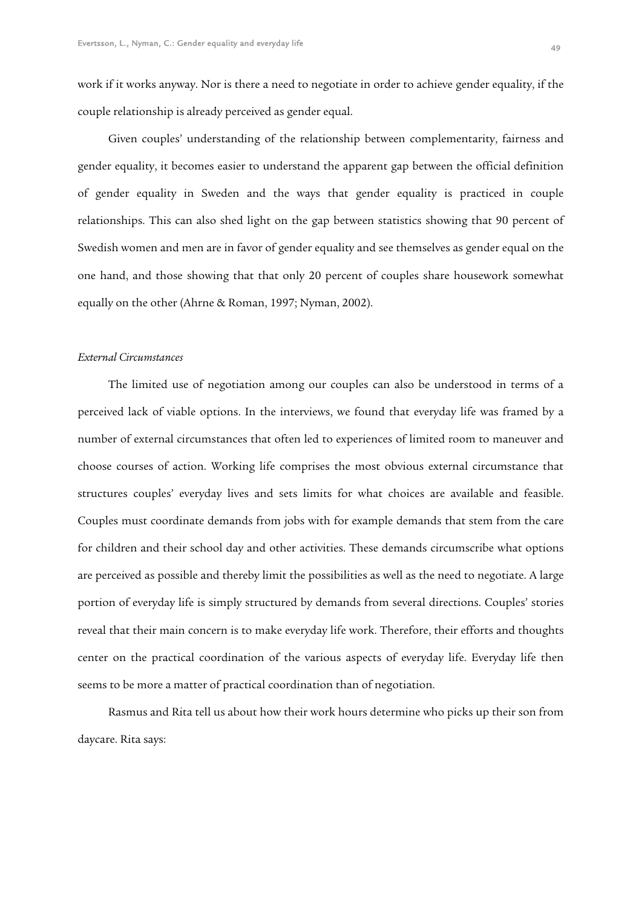work if it works anyway. Nor is there a need to negotiate in order to achieve gender equality, if the couple relationship is already perceived as gender equal.

Given couples' understanding of the relationship between complementarity, fairness and gender equality, it becomes easier to understand the apparent gap between the official definition of gender equality in Sweden and the ways that gender equality is practiced in couple relationships. This can also shed light on the gap between statistics showing that 90 percent of Swedish women and men are in favor of gender equality and see themselves as gender equal on the one hand, and those showing that that only 20 percent of couples share housework somewhat equally on the other (Ahrne & Roman, 1997; Nyman, 2002).

*External Circumstances*

The limited use of negotiation among our couples can also be understood in terms of a perceived lack of viable options. In the interviews, we found that everyday life was framed by a number of external circumstances that often led to experiences of limited room to maneuver and choose courses of action. Working life comprises the most obvious external circumstance that structures couples' everyday lives and sets limits for what choices are available and feasible. Couples must coordinate demands from jobs with for example demands that stem from the care for children and their school day and other activities. These demands circumscribe what options are perceived as possible and thereby limit the possibilities as well as the need to negotiate. A large portion of everyday life is simply structured by demands from several directions. Couples' stories reveal that their main concern is to make everyday life work. Therefore, their efforts and thoughts center on the practical coordination of the various aspects of everyday life. Everyday life then seems to be more a matter of practical coordination than of negotiation.

Rasmus and Rita tell us about how their work hours determine who picks up their son from daycare. Rita says: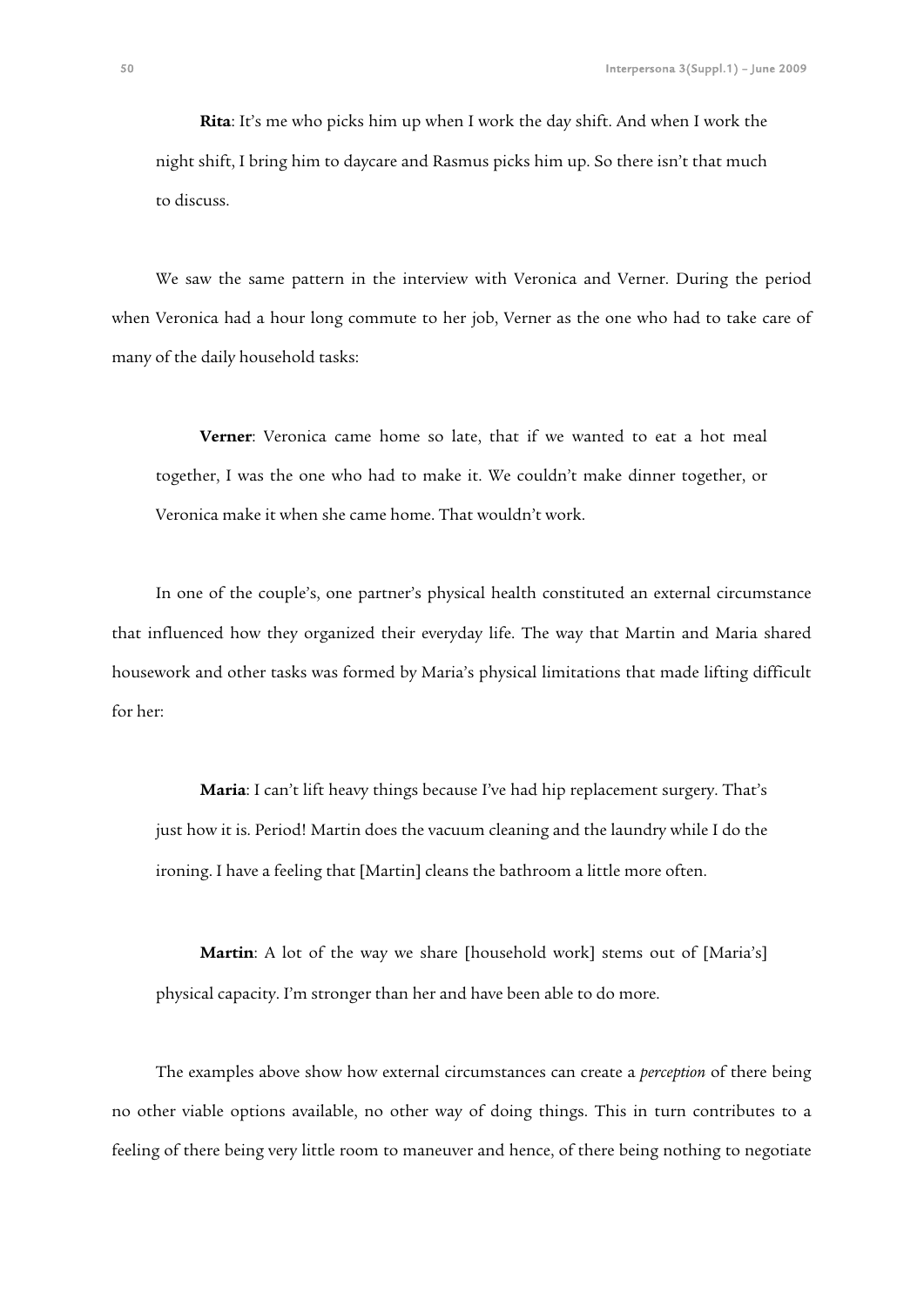**Rita**: It's me who picks him up when I work the day shift. And when I work the night shift, I bring him to daycare and Rasmus picks him up. So there isn't that much to discuss.

We saw the same pattern in the interview with Veronica and Verner. During the period when Veronica had a hour long commute to her job, Verner as the one who had to take care of many of the daily household tasks:

**Verner**: Veronica came home so late, that if we wanted to eat a hot meal together, I was the one who had to make it. We couldn't make dinner together, or Veronica make it when she came home. That wouldn't work.

In one of the couple's, one partner's physical health constituted an external circumstance that influenced how they organized their everyday life. The way that Martin and Maria shared housework and other tasks was formed by Maria's physical limitations that made lifting difficult for her:

**Maria**: I can't lift heavy things because I've had hip replacement surgery. That's just how it is. Period! Martin does the vacuum cleaning and the laundry while I do the ironing. I have a feeling that [Martin] cleans the bathroom a little more often.

**Martin**: A lot of the way we share [household work] stems out of [Maria's] physical capacity. I'm stronger than her and have been able to do more.

The examples above show how external circumstances can create a *perception* of there being no other viable options available, no other way of doing things. This in turn contributes to a feeling of there being very little room to maneuver and hence, of there being nothing to negotiate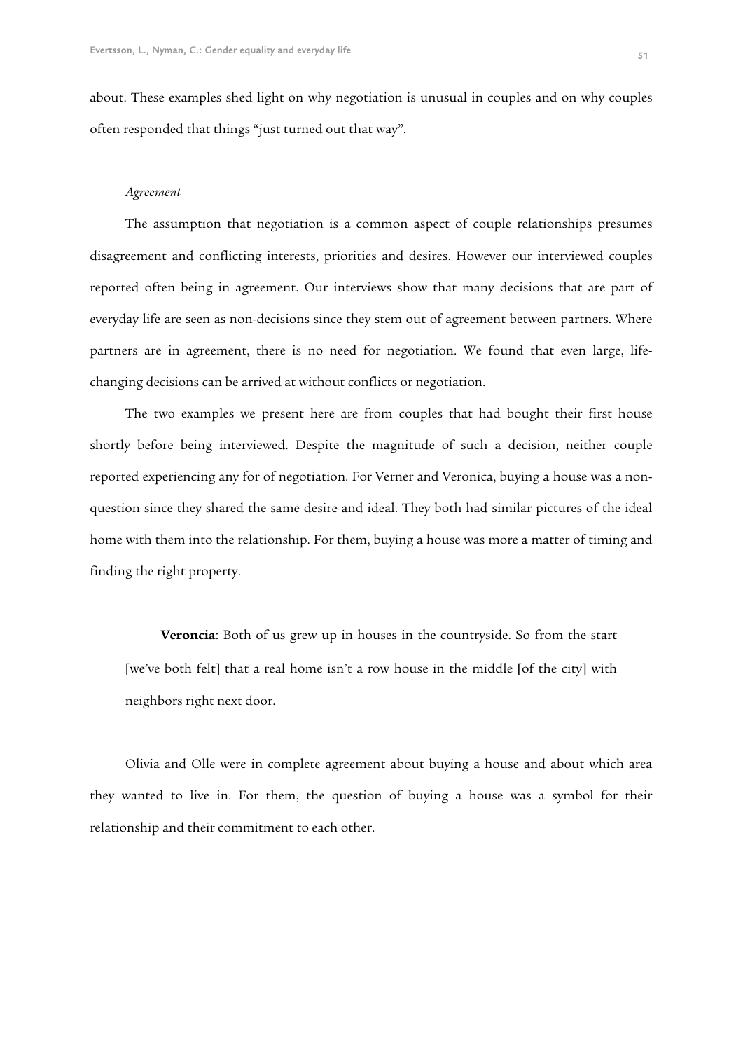about. These examples shed light on why negotiation is unusual in couples and on why couples often responded that things "just turned out that way".

*Agreement*

The assumption that negotiation is a common aspect of couple relationships presumes disagreement and conflicting interests, priorities and desires. However our interviewed couples reported often being in agreement. Our interviews show that many decisions that are part of everyday life are seen as non-decisions since they stem out of agreement between partners. Where partners are in agreement, there is no need for negotiation. We found that even large, life-changing decisions can be arrived at without conflicts or negotiation.

The two examples we present here are from couples that had bought their first house shortly before being interviewed. Despite the magnitude of such a decision, neither couple reported experiencing any for of negotiation. For Verner and Veronica, buying a house was a non-question since they shared the same desire and ideal. They both had similar pictures of the ideal home with them into the relationship. For them, buying a house was more a matter of timing and finding the right property.

> **Veroncia**: Both of us grew up in houses in the countryside. So from the start [we've both felt] that a real home isn't a row house in the middle [of the city] with neighbors right next door.

Olivia and Olle were in complete agreement about buying a house and about which area they wanted to live in. For them, the question of buying a house was a symbol for their relationship and their commitment to each other.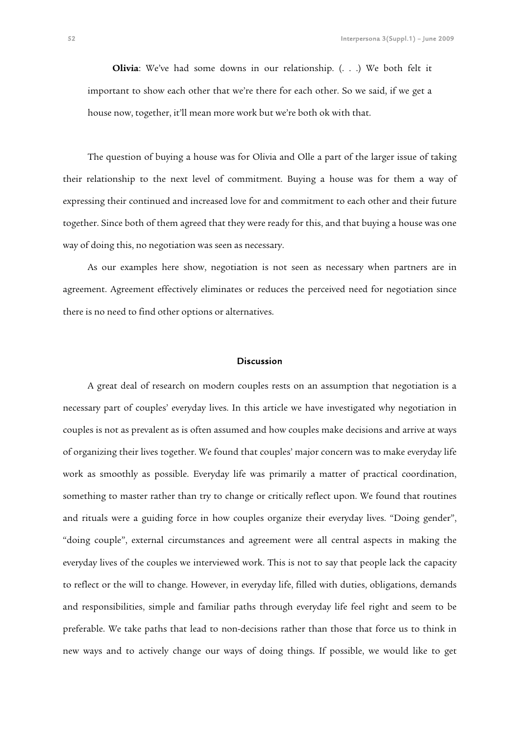**Olivia**: We've had some downs in our relationship. (. . .) We both felt it important to show each other that we're there for each other. So we said, if we get a house now, together, it'll mean more work but we're both ok with that.

The question of buying a house was for Olivia and Olle a part of the larger issue of taking their relationship to the next level of commitment. Buying a house was for them a way of expressing their continued and increased love for and commitment to each other and their future together. Since both of them agreed that they were ready for this, and that buying a house was one way of doing this, no negotiation was seen as necessary.

As our examples here show, negotiation is not seen as necessary when partners are in agreement. Agreement effectively eliminates or reduces the perceived need for negotiation since there is no need to find other options or alternatives.

## Discussion

A great deal of research on modern couples rests on an assumption that negotiation is a necessary part of couples' everyday lives. In this article we have investigated why negotiation in couples is not as prevalent as is often assumed and how couples make decisions and arrive at ways of organizing their lives together. We found that couples' major concern was to make everyday life work as smoothly as possible. Everyday life was primarily a matter of practical coordination, something to master rather than try to change or critically reflect upon. We found that routines and rituals were a guiding force in how couples organize their everyday lives. "Doing gender", "doing couple", external circumstances and agreement were all central aspects in making the everyday lives of the couples we interviewed work. This is not to say that people lack the capacity to reflect or the will to change. However, in everyday life, filled with duties, obligations, demands and responsibilities, simple and familiar paths through everyday life feel right and seem to be preferable. We take paths that lead to non-decisions rather than those that force us to think in new ways and to actively change our ways of doing things. If possible, we would like to get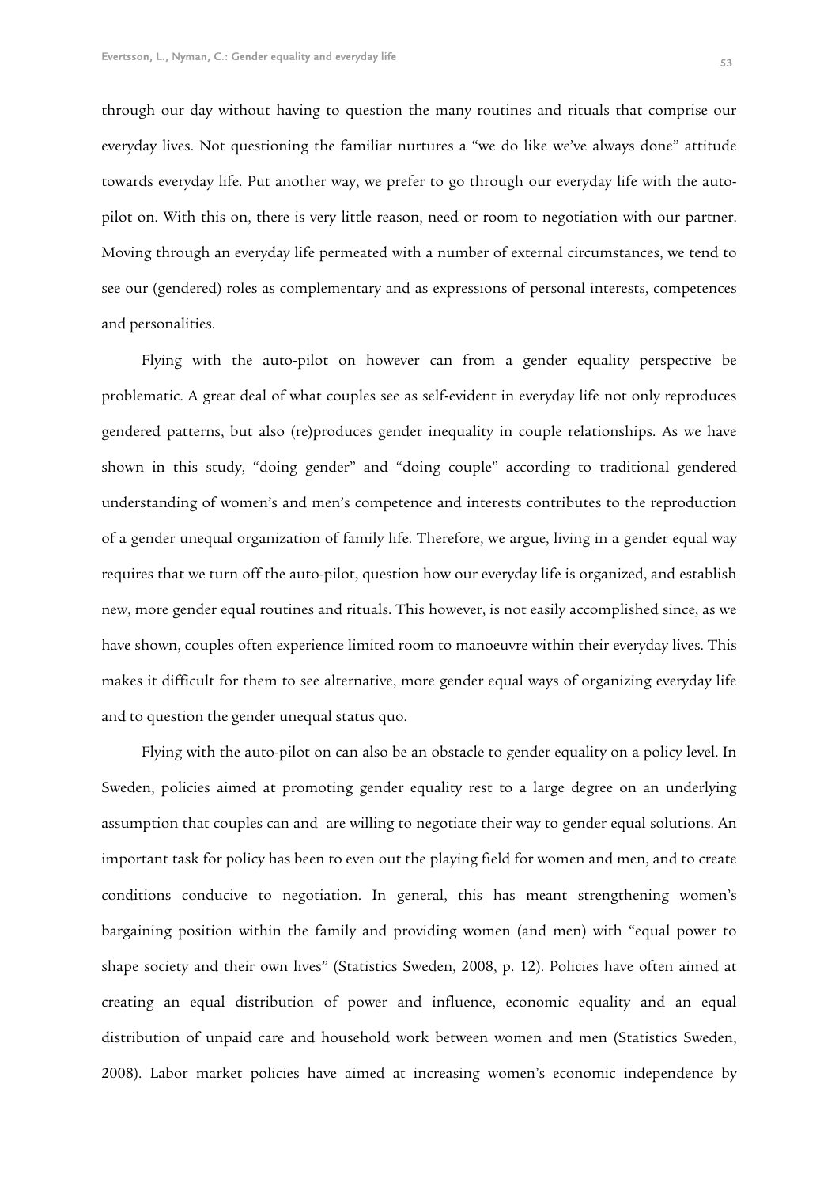through our day without having to question the many routines and rituals that comprise our everyday lives. Not questioning the familiar nurtures a "we do like we've always done" attitude towards everyday life. Put another way, we prefer to go through our everyday life with the auto-pilot on. With this on, there is very little reason, need or room to negotiation with our partner. Moving through an everyday life permeated with a number of external circumstances, we tend to see our (gendered) roles as complementary and as expressions of personal interests, competences and personalities.

Flying with the auto-pilot on however can from a gender equality perspective be problematic. A great deal of what couples see as self-evident in everyday life not only reproduces gendered patterns, but also (re)produces gender inequality in couple relationships. As we have shown in this study, "doing gender" and "doing couple" according to traditional gendered understanding of women's and men's competence and interests contributes to the reproduction of a gender unequal organization of family life. Therefore, we argue, living in a gender equal way requires that we turn off the auto-pilot, question how our everyday life is organized, and establish new, more gender equal routines and rituals. This however, is not easily accomplished since, as we have shown, couples often experience limited room to manoeuvre within their everyday lives. This makes it difficult for them to see alternative, more gender equal ways of organizing everyday life and to question the gender unequal status quo.

Flying with the auto-pilot on can also be an obstacle to gender equality on a policy level. In Sweden, policies aimed at promoting gender equality rest to a large degree on an underlying assumption that couples can and are willing to negotiate their way to gender equal solutions. An important task for policy has been to even out the playing field for women and men, and to create conditions conducive to negotiation. In general, this has meant strengthening women's bargaining position within the family and providing women (and men) with "equal power to shape society and their own lives" (Statistics Sweden, 2008, p. 12). Policies have often aimed at creating an equal distribution of power and influence, economic equality and an equal distribution of unpaid care and household work between women and men (Statistics Sweden, 2008). Labor market policies have aimed at increasing women's economic independence by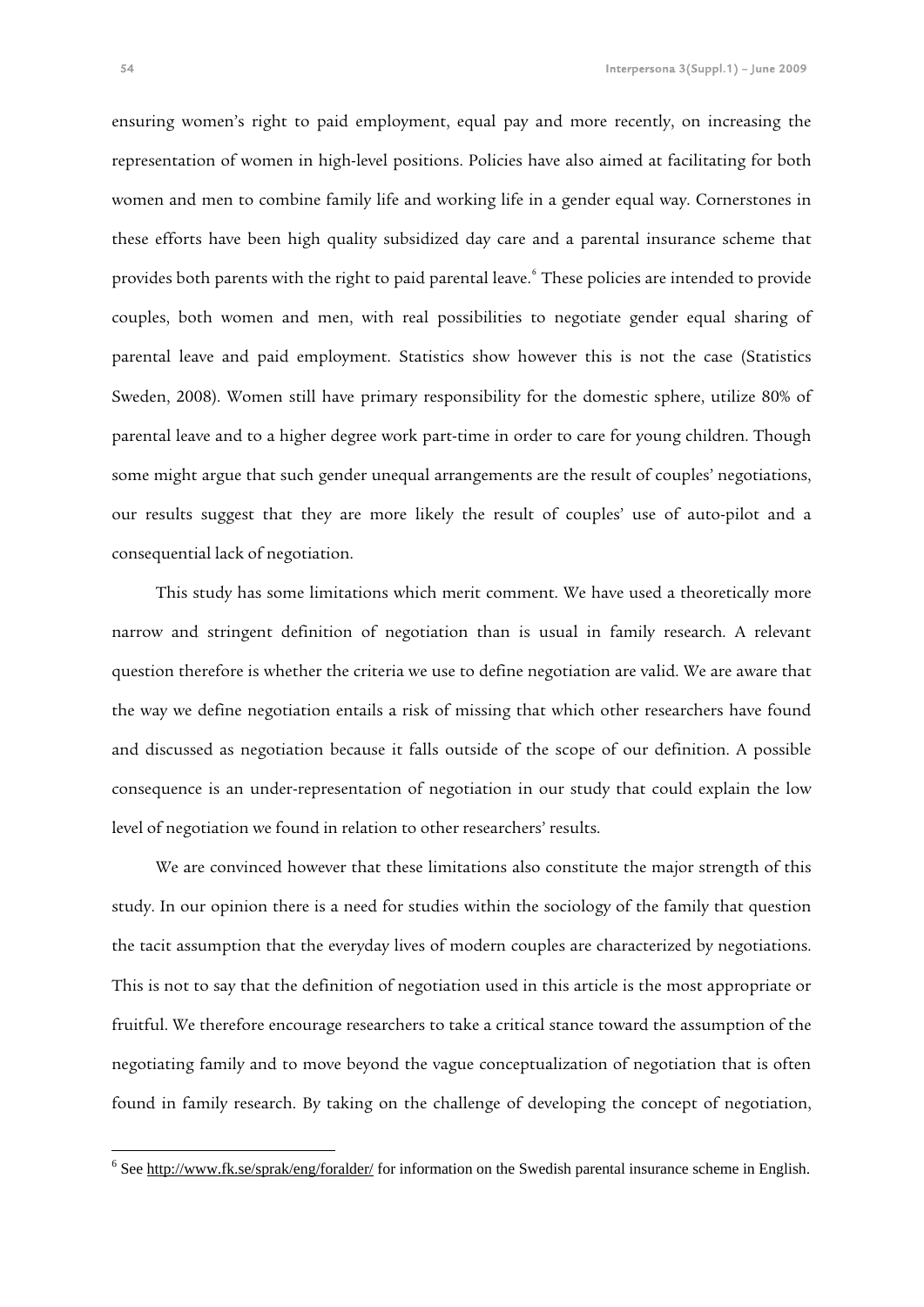ensuring women's right to paid employment, equal pay and more recently, on increasing the representation of women in high-level positions. Policies have also aimed at facilitating for both women and men to combine family life and working life in a gender equal way. Cornerstones in these efforts have been high quality subsidized day care and a parental insurance scheme that provides both parents with the right to paid parental leave.[6] These policies are intended to provide couples, both women and men, with real possibilities to negotiate gender equal sharing of parental leave and paid employment. Statistics show however this is not the case (Statistics Sweden, 2008). Women still have primary responsibility for the domestic sphere, utilize 80% of parental leave and to a higher degree work part-time in order to care for young children. Though some might argue that such gender unequal arrangements are the result of couples' negotiations, our results suggest that they are more likely the result of couples' use of auto-pilot and a consequential lack of negotiation.

This study has some limitations which merit comment. We have used a theoretically more narrow and stringent definition of negotiation than is usual in family research. A relevant question therefore is whether the criteria we use to define negotiation are valid. We are aware that the way we define negotiation entails a risk of missing that which other researchers have found and discussed as negotiation because it falls outside of the scope of our definition. A possible consequence is an under-representation of negotiation in our study that could explain the low level of negotiation we found in relation to other researchers' results.

We are convinced however that these limitations also constitute the major strength of this study. In our opinion there is a need for studies within the sociology of the family that question the tacit assumption that the everyday lives of modern couples are characterized by negotiations. This is not to say that the definition of negotiation used in this article is the most appropriate or fruitful. We therefore encourage researchers to take a critical stance toward the assumption of the negotiating family and to move beyond the vague conceptualization of negotiation that is often found in family research. By taking on the challenge of developing the concept of negotiation,

---

[6] See http://www.fk.se/sprak/eng/foralder/ for information on the Swedish parental insurance scheme in English.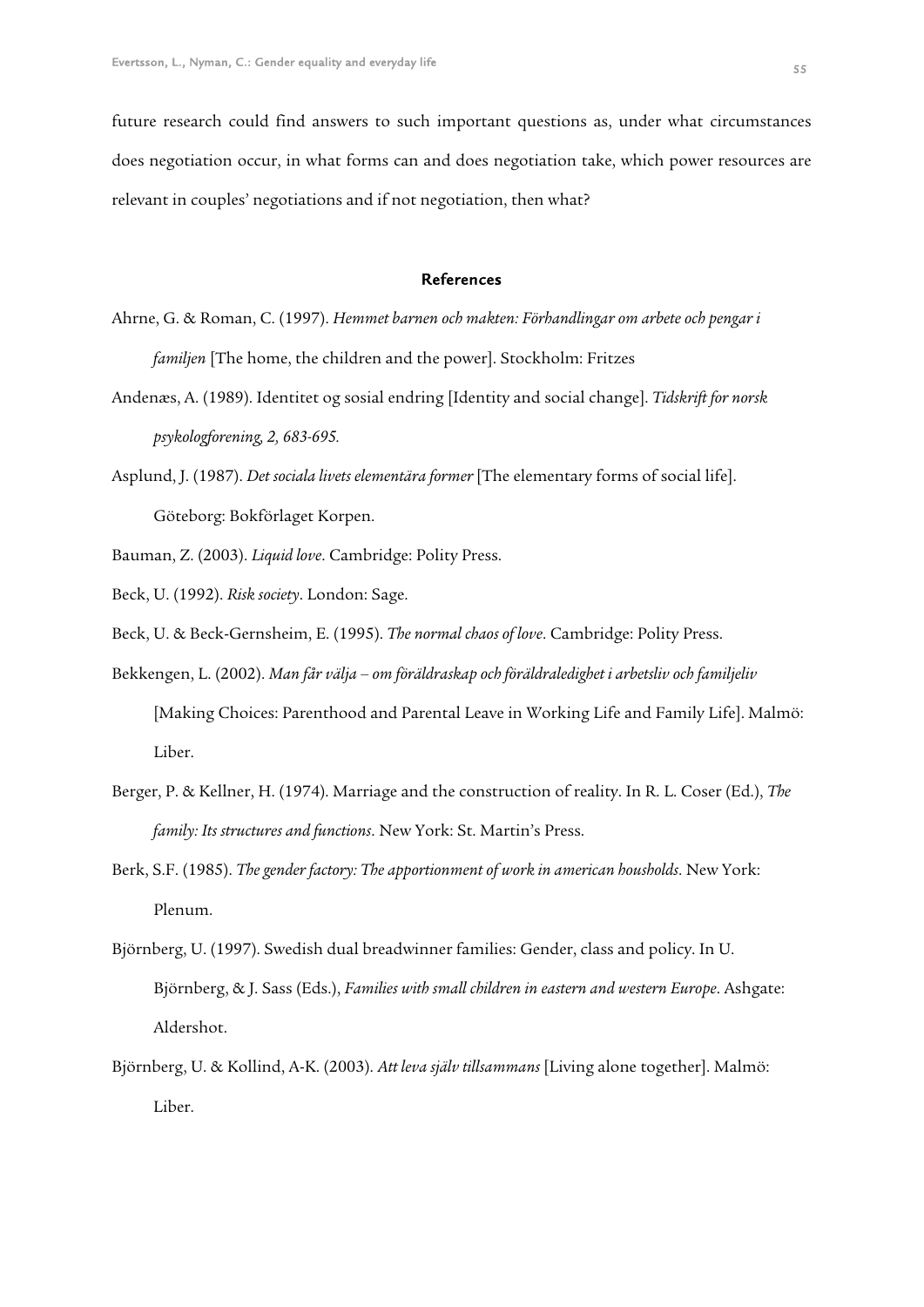future research could find answers to such important questions as, under what circumstances does negotiation occur, in what forms can and does negotiation take, which power resources are relevant in couples' negotiations and if not negotiation, then what?

## References

Ahrne, G. & Roman, C. (1997). *Hemmet barnen och makten: Förhandlingar om arbete och pengar i familjen* [The home, the children and the power]. Stockholm: Fritzes

Andenæs, A. (1989). Identitet og sosial endring [Identity and social change]. *Tidskrift for norsk psykologforening, 2, 683-695.*

Asplund, J. (1987). *Det sociala livets elementära former* [The elementary forms of social life]. Göteborg: Bokförlaget Korpen.

Bauman, Z. (2003). *Liquid love*. Cambridge: Polity Press.

Beck, U. (1992). *Risk society*. London: Sage.

Beck, U. & Beck-Gernsheim, E. (1995). *The normal chaos of love*. Cambridge: Polity Press.

Bekkengen, L. (2002). *Man får välja – om föräldraskap och föräldraledighet i arbetsliv och familjeliv* [Making Choices: Parenthood and Parental Leave in Working Life and Family Life]. Malmö: Liber.

Berger, P. & Kellner, H. (1974). Marriage and the construction of reality. In R. L. Coser (Ed.), *The family: Its structures and functions*. New York: St. Martin's Press.

Berk, S.F. (1985). *The gender factory: The apportionment of work in american housholds*. New York: Plenum.

Björnberg, U. (1997). Swedish dual breadwinner families: Gender, class and policy. In U. Björnberg, & J. Sass (Eds.), *Families with small children in eastern and western Europe*. Ashgate: Aldershot.

Björnberg, U. & Kollind, A-K. (2003). *Att leva själv tillsammans* [Living alone together]. Malmö: Liber.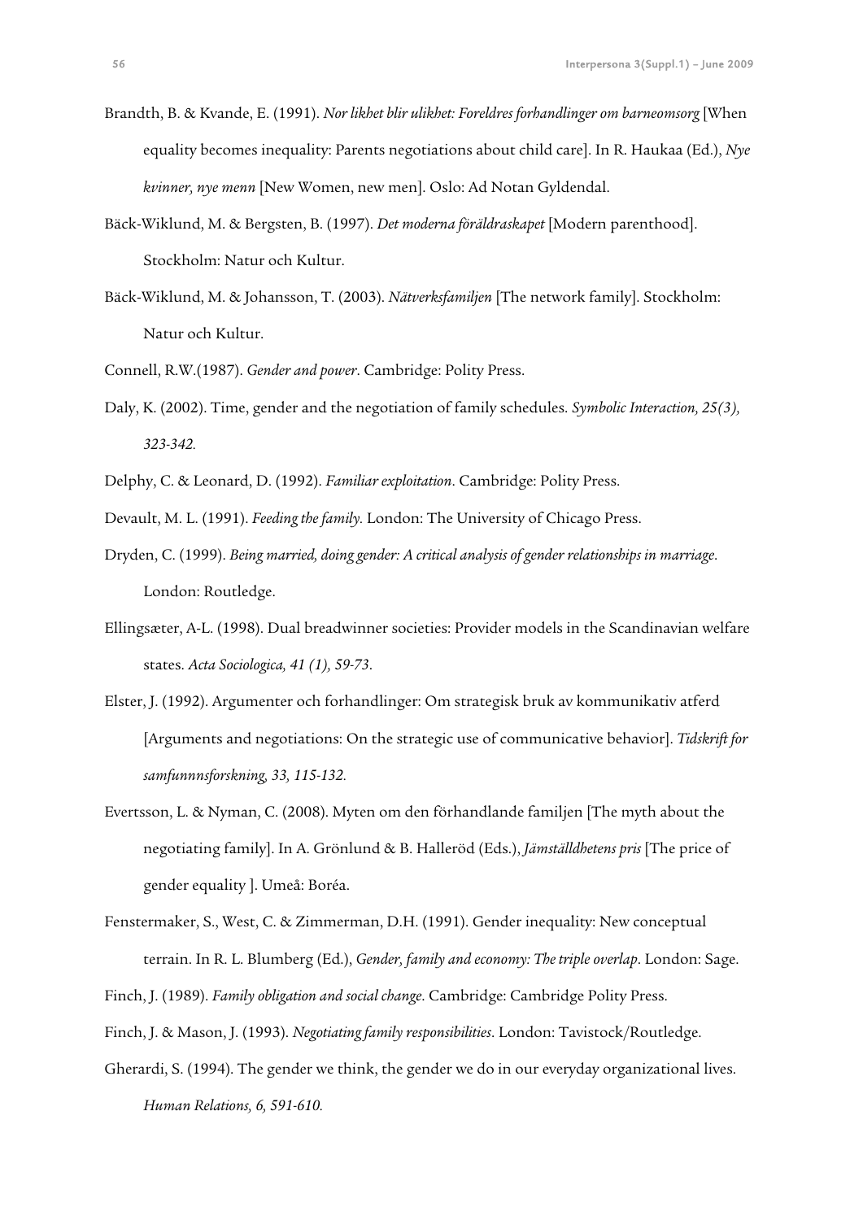Brandth, B. & Kvande, E. (1991). *Nor likhet blir ulikhet: Foreldres forhandlinger om barneomsorg* [When equality becomes inequality: Parents negotiations about child care]. In R. Haukaa (Ed.), *Nye kvinner, nye menn* [New Women, new men]. Oslo: Ad Notan Gyldendal.

Bäck-Wiklund, M. & Bergsten, B. (1997). *Det moderna föräldraskapet* [Modern parenthood]. Stockholm: Natur och Kultur.

Bäck-Wiklund, M. & Johansson, T. (2003). *Nätverksfamiljen* [The network family]. Stockholm: Natur och Kultur.

Connell, R.W.(1987). *Gender and power*. Cambridge: Polity Press.

Daly, K. (2002). Time, gender and the negotiation of family schedules. *Symbolic Interaction, 25(3), 323-342.*

Delphy, C. & Leonard, D. (1992). *Familiar exploitation*. Cambridge: Polity Press.

Devault, M. L. (1991). *Feeding the family.* London: The University of Chicago Press.

Dryden, C. (1999). *Being married, doing gender: A critical analysis of gender relationships in marriage*. London: Routledge.

Ellingsæter, A-L. (1998). Dual breadwinner societies: Provider models in the Scandinavian welfare states. *Acta Sociologica, 41 (1), 59-73*.

Elster, J. (1992). Argumenter och forhandlinger: Om strategisk bruk av kommunikativ atferd [Arguments and negotiations: On the strategic use of communicative behavior]. *Tidskrift for samfunnnsforskning, 33, 115-132.*

Evertsson, L. & Nyman, C. (2008). Myten om den förhandlande familjen [The myth about the negotiating family]. In A. Grönlund & B. Halleröd (Eds.), *Jämställdhetens pris* [The price of gender equality ]. Umeå: Boréa.

Fenstermaker, S., West, C. & Zimmerman, D.H. (1991). Gender inequality: New conceptual terrain. In R. L. Blumberg (Ed.), *Gender, family and economy: The triple overlap*. London: Sage.

Finch, J. (1989). *Family obligation and social change*. Cambridge: Cambridge Polity Press.

Finch, J. & Mason, J. (1993). *Negotiating family responsibilities*. London: Tavistock/Routledge.

Gherardi, S. (1994). The gender we think, the gender we do in our everyday organizational lives. *Human Relations, 6, 591-610.*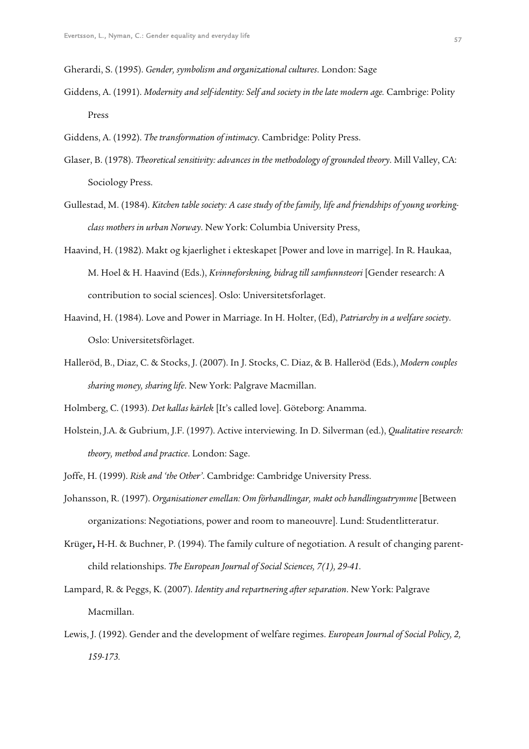Gherardi, S. (1995). *Gender, symbolism and organizational cultures*. London: Sage

Giddens, A. (1991). *Modernity and self-identity: Self and society in the late modern age.* Cambrige: Polity Press

Giddens, A. (1992). *The transformation of intimacy*. Cambridge: Polity Press.

Glaser, B. (1978). *Theoretical sensitivity: advances in the methodology of grounded theory*. Mill Valley, CA: Sociology Press.

Gullestad, M. (1984). *Kitchen table society: A case study of the family, life and friendships of young working-class mothers in urban Norway*. New York: Columbia University Press,

Haavind, H. (1982). Makt og kjaerlighet i ekteskapet [Power and love in marrige]. In R. Haukaa, M. Hoel & H. Haavind (Eds.), *Kvinneforskning, bidrag till samfunnsteori* [Gender research: A contribution to social sciences]. Oslo: Universitetsforlaget.

Haavind, H. (1984). Love and Power in Marriage. In H. Holter, (Ed), *Patriarchy in a welfare society*. Oslo: Universitetsförlaget.

Halleröd, B., Diaz, C. & Stocks, J. (2007). In J. Stocks, C. Diaz, & B. Halleröd (Eds.), *Modern couples sharing money, sharing life*. New York: Palgrave Macmillan.

Holmberg, C. (1993). *Det kallas kärlek* [It's called love]. Göteborg: Anamma.

Holstein, J.A. & Gubrium, J.F. (1997). Active interviewing. In D. Silverman (ed.), *Qualitative research: theory, method and practice*. London: Sage.

Joffe, H. (1999). *Risk and 'the Other'*. Cambridge: Cambridge University Press.

Johansson, R. (1997). *Organisationer emellan: Om förhandlingar, makt och handlingsutrymme* [Between organizations: Negotiations, power and room to maneouvre]. Lund: Studentlitteratur.

Krüger**,** H-H. & Buchner, P. (1994). The family culture of negotiation. A result of changing parent-child relationships. *The European Journal of Social Sciences, 7(1), 29-41*.

Lampard, R. & Peggs, K. (2007). *Identity and repartnering after separation*. New York: Palgrave Macmillan.

Lewis, J. (1992). Gender and the development of welfare regimes. *European Journal of Social Policy, 2, 159-173.*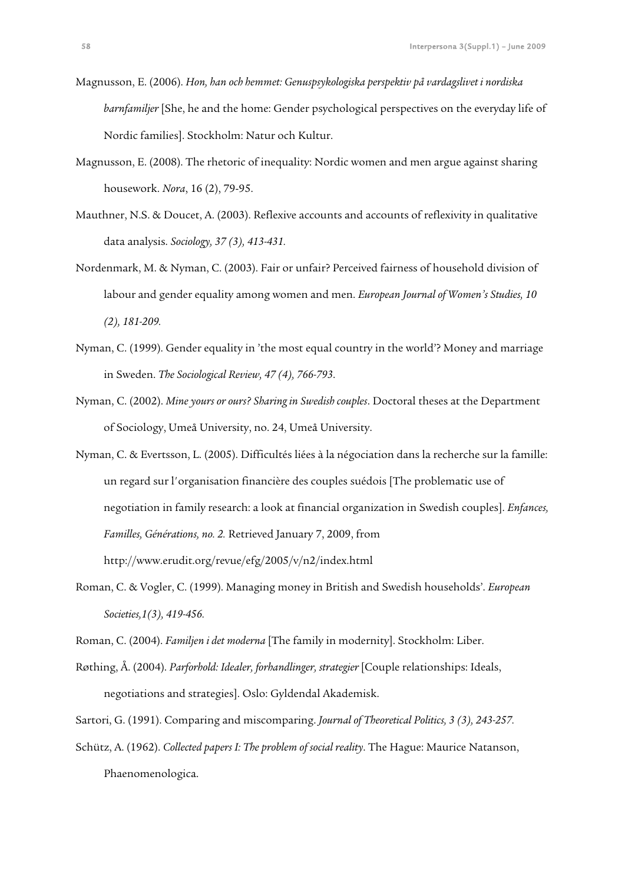Magnusson, E. (2006). *Hon, han och hemmet: Genuspsykologiska perspektiv på vardagslivet i nordiska barnfamiljer* [She, he and the home: Gender psychological perspectives on the everyday life of Nordic families]. Stockholm: Natur och Kultur.

Magnusson, E. (2008). The rhetoric of inequality: Nordic women and men argue against sharing housework. *Nora*, 16 (2), 79-95.

Mauthner, N.S. & Doucet, A. (2003). Reflexive accounts and accounts of reflexivity in qualitative data analysis. *Sociology, 37 (3), 413-431.*

Nordenmark, M. & Nyman, C. (2003). Fair or unfair? Perceived fairness of household division of labour and gender equality among women and men. *European Journal of Women's Studies, 10 (2), 181-209.*

Nyman, C. (1999). Gender equality in 'the most equal country in the world'? Money and marriage in Sweden. *The Sociological Review, 47 (4), 766-793.*

Nyman, C. (2002). *Mine yours or ours? Sharing in Swedish couples*. Doctoral theses at the Department of Sociology, Umeå University, no. 24, Umeå University.

Nyman, C. & Evertsson, L. (2005). Difficultés liées à la négociation dans la recherche sur la famille: un regard sur l'organisation financière des couples suédois [The problematic use of negotiation in family research: a look at financial organization in Swedish couples]. *Enfances, Familles, Générations, no. 2.* Retrieved January 7, 2009, from http://www.erudit.org/revue/efg/2005/v/n2/index.html

Roman, C. & Vogler, C. (1999). Managing money in British and Swedish households'. *European Societies,1(3), 419-456.*

Roman, C. (2004). *Familjen i det moderna* [The family in modernity]. Stockholm: Liber.

Røthing, Å. (2004). *Parforhold: Idealer, forhandlinger, strategier* [Couple relationships: Ideals, negotiations and strategies]. Oslo: Gyldendal Akademisk.

Sartori, G. (1991). Comparing and miscomparing. *Journal of Theoretical Politics, 3 (3), 243-257.*

Schütz, A. (1962). *Collected papers I: The problem of social reality*. The Hague: Maurice Natanson, Phaenomenologica.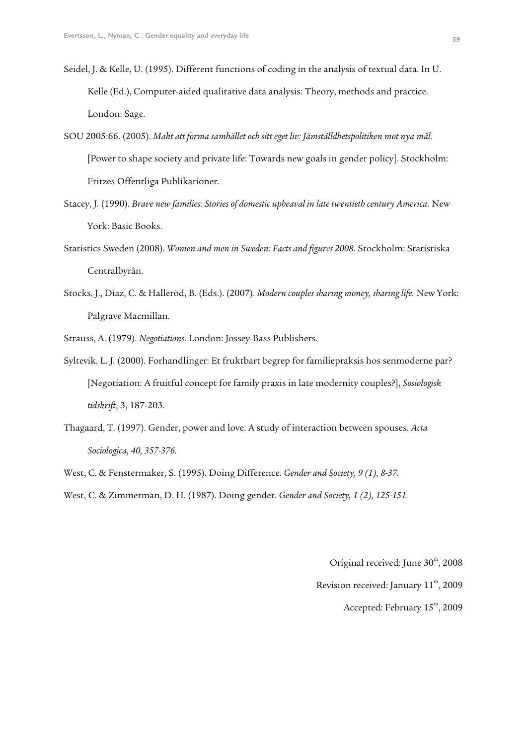Seidel, J. & Kelle, U. (1995). Different functions of coding in the analysis of textual data. In U. Kelle (Ed.), Computer-aided qualitative data analysis: Theory, methods and practice. London: Sage.

SOU 2005:66. (2005). *Makt att forma samhället och sitt eget liv: Jämställdhetspolitiken mot nya mål.* [Power to shape society and private life: Towards new goals in gender policy]. Stockholm: Fritzes Offentliga Publikationer.

Stacey, J. (1990). *Brave new families: Stories of domestic upheaval in late twentieth century America*. New York: Basic Books.

Statistics Sweden (2008). *Women and men in Sweden: Facts and figures 2008*. Stockholm: Statistiska Centralbyrån.

Stocks, J., Diaz, C. & Halleröd, B. (Eds.). (2007). *Modern couples sharing money, sharing life.* New York: Palgrave Macmillan.

Strauss, A. (1979). *Negotiations*. London: Jossey-Bass Publishers.

Syltevik, L. J. (2000). Forhandlinger: Et fruktbart begrep for familiepraksis hos senmoderne par? [Negotiation: A fruitful concept for family praxis in late modernity couples?], *Sosiologisk tidskrift*, 3, 187-203.

Thagaard, T. (1997). Gender, power and love: A study of interaction between spouses. *Acta Sociologica, 40, 357-376.*

West, C. & Fenstermaker, S. (1995). Doing Difference. *Gender and Society, 9 (1), 8-37.*

West, C. & Zimmerman, D. H. (1987). Doing gender. *Gender and Society, 1 (2), 125-151.*

Original received: June 30th, 2008

Revision received: January 11th, 2009

Accepted: February 15th, 2009